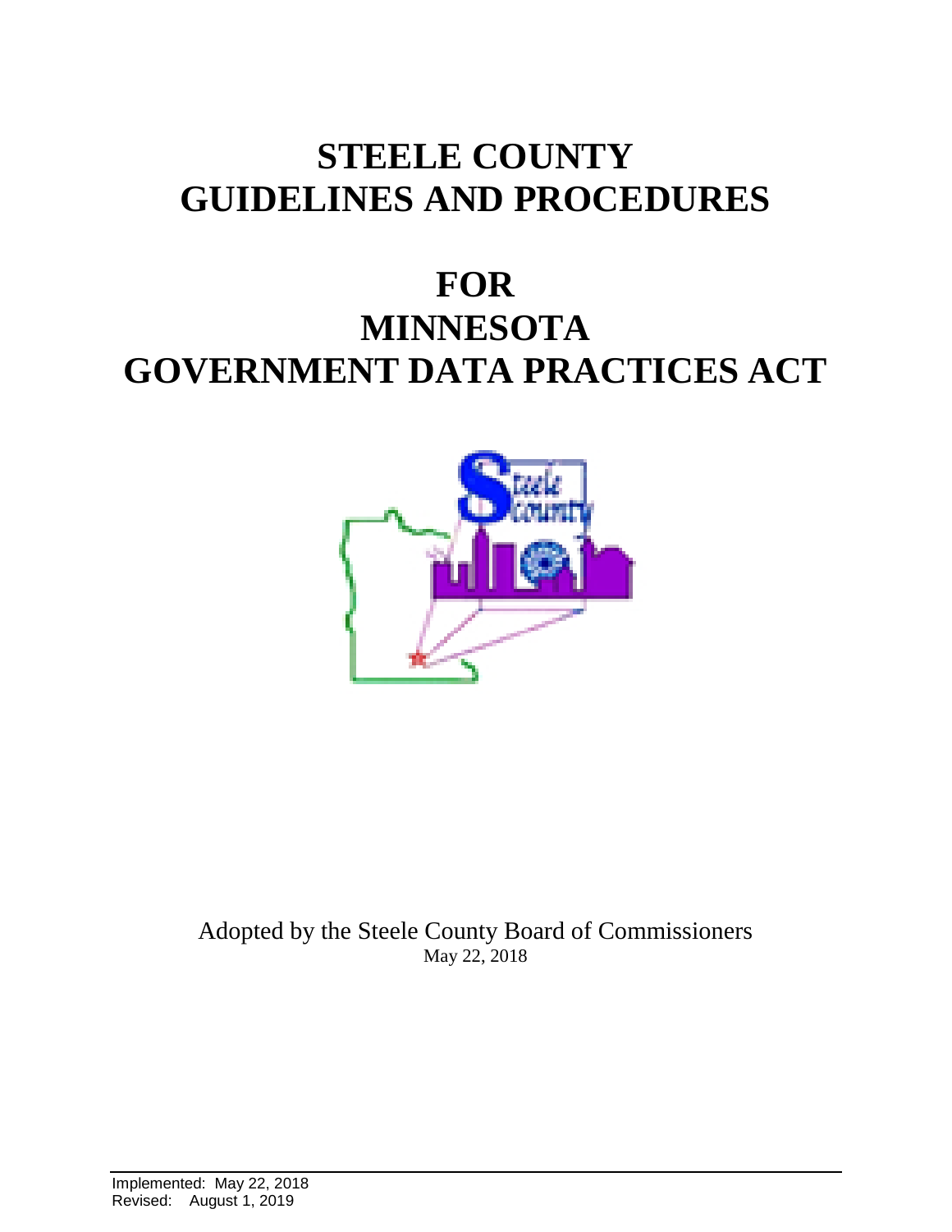# STEELE COUNTY GUIDELINES AND PROCEDURES

# FOR MINNESOTA GOVERNMENT DATA PRACTICES ACT

Adopted by the Steele County Board of Commissioners
May 22, 2018

Implemented: May 22, 2018
Revised: August 1, 2019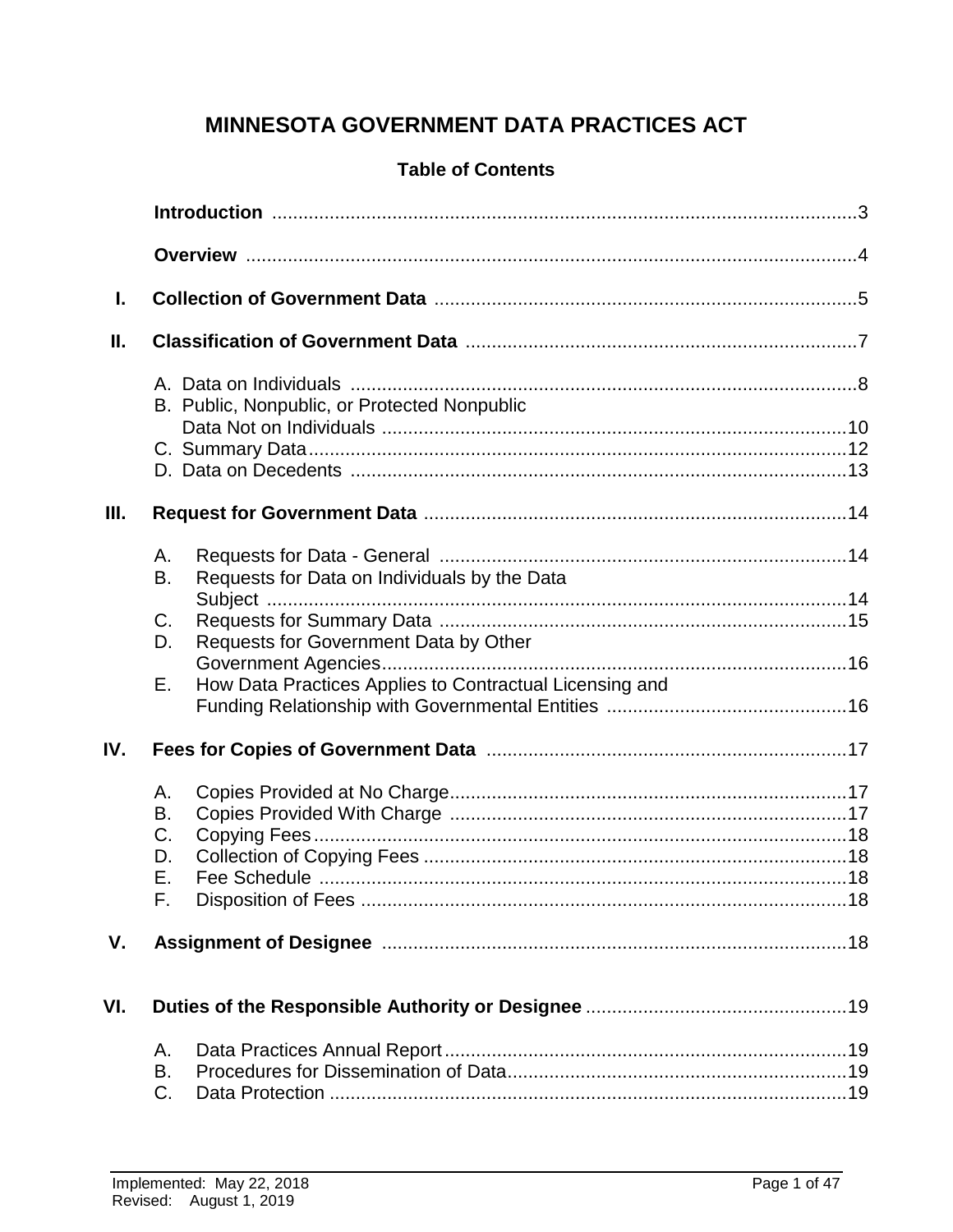# MINNESOTA GOVERNMENT DATA PRACTICES ACT

## Table of Contents

| | | |
|---|---|---|
| | **Introduction** | 3 |
| | **Overview** | 4 |
| **I.** | **Collection of Government Data** | 5 |
| **II.** | **Classification of Government Data** | 7 |
| | A. Data on Individuals | 8 |
| | B. Public, Nonpublic, or Protected Nonpublic Data Not on Individuals | 10 |
| | C. Summary Data | 12 |
| | D. Data on Decedents | 13 |
| **III.** | **Request for Government Data** | 14 |
| | A. Requests for Data - General | 14 |
| | B. Requests for Data on Individuals by the Data Subject | 14 |
| | C. Requests for Summary Data | 15 |
| | D. Requests for Government Data by Other Government Agencies | 16 |
| | E. How Data Practices Applies to Contractual Licensing and Funding Relationship with Governmental Entities | 16 |
| **IV.** | **Fees for Copies of Government Data** | 17 |
| | A. Copies Provided at No Charge | 17 |
| | B. Copies Provided With Charge | 17 |
| | C. Copying Fees | 18 |
| | D. Collection of Copying Fees | 18 |
| | E. Fee Schedule | 18 |
| | F. Disposition of Fees | 18 |
| **V.** | **Assignment of Designee** | 18 |
| **VI.** | **Duties of the Responsible Authority or Designee** | 19 |
| | A. Data Practices Annual Report | 19 |
| | B. Procedures for Dissemination of Data | 19 |
| | C. Data Protection | 19 |

Implemented: May 22, 2018
Revised: August 1, 2019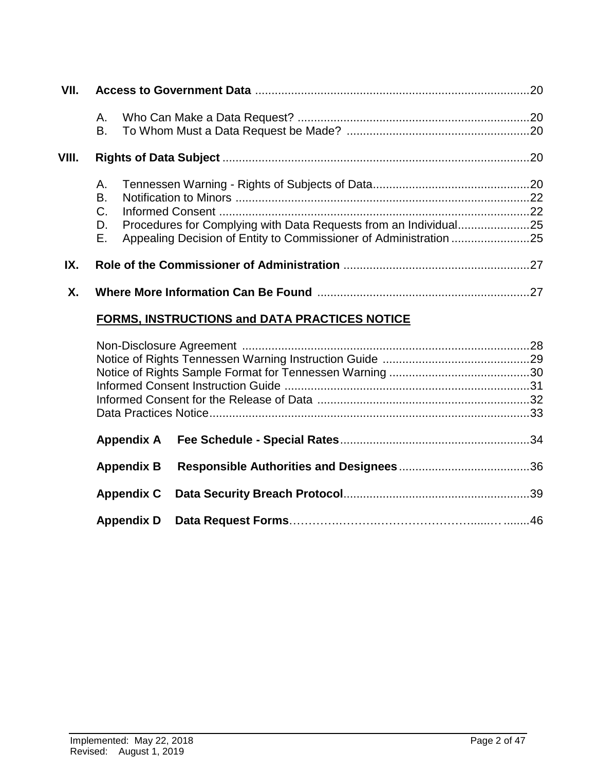**VII. Access to Government Data** .................................................................................... 20

A. Who Can Make a Data Request? ...................................................................... 20
B. To Whom Must a Data Request be Made? ....................................................... 20

**VIII. Rights of Data Subject** ............................................................................................. 20

A. Tennessen Warning - Rights of Subjects of Data................................................ 20
B. Notification to Minors .......................................................................................... 22
C. Informed Consent ............................................................................................... 22
D. Procedures for Complying with Data Requests from an Individual...................... 25
E. Appealing Decision of Entity to Commissioner of Administration ........................ 25

**IX. Role of the Commissioner of Administration** ......................................................... 27

**X. Where More Information Can Be Found** ................................................................. 27

**FORMS, INSTRUCTIONS and DATA PRACTICES NOTICE**

Non-Disclosure Agreement ....................................................................................... 28
Notice of Rights Tennessen Warning Instruction Guide ............................................ 29
Notice of Rights Sample Format for Tennessen Warning .......................................... 30
Informed Consent Instruction Guide .......................................................................... 31
Informed Consent for the Release of Data ................................................................ 32
Data Practices Notice................................................................................................. 33

**Appendix A Fee Schedule - Special Rates**......................................................... 34

**Appendix B Responsible Authorities and Designees**........................................ 36

**Appendix C Data Security Breach Protocol**........................................................ 39

**Appendix D Data Request Forms**………………….………………………......… ........ 46

Implemented: May 22, 2018
Revised: August 1, 2019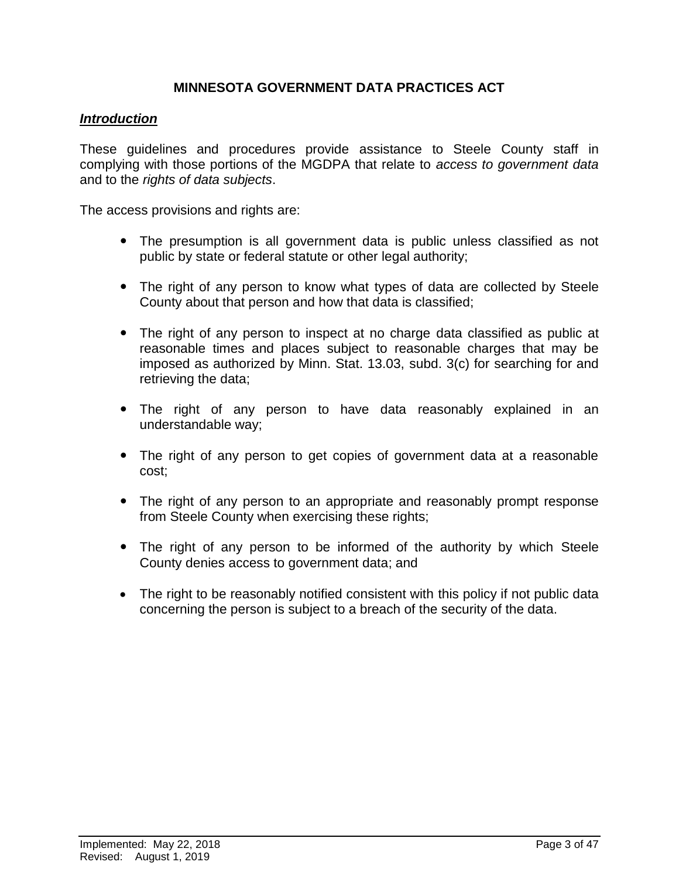# MINNESOTA GOVERNMENT DATA PRACTICES ACT

## ***Introduction***

These guidelines and procedures provide assistance to Steele County staff in complying with those portions of the MGDPA that relate to *access to government data* and to the *rights of data subjects*.

The access provisions and rights are:

- The presumption is all government data is public unless classified as not public by state or federal statute or other legal authority;
- The right of any person to know what types of data are collected by Steele County about that person and how that data is classified;
- The right of any person to inspect at no charge data classified as public at reasonable times and places subject to reasonable charges that may be imposed as authorized by Minn. Stat. 13.03, subd. 3(c) for searching for and retrieving the data;
- The right of any person to have data reasonably explained in an understandable way;
- The right of any person to get copies of government data at a reasonable cost;
- The right of any person to an appropriate and reasonably prompt response from Steele County when exercising these rights;
- The right of any person to be informed of the authority by which Steele County denies access to government data; and
- The right to be reasonably notified consistent with this policy if not public data concerning the person is subject to a breach of the security of the data.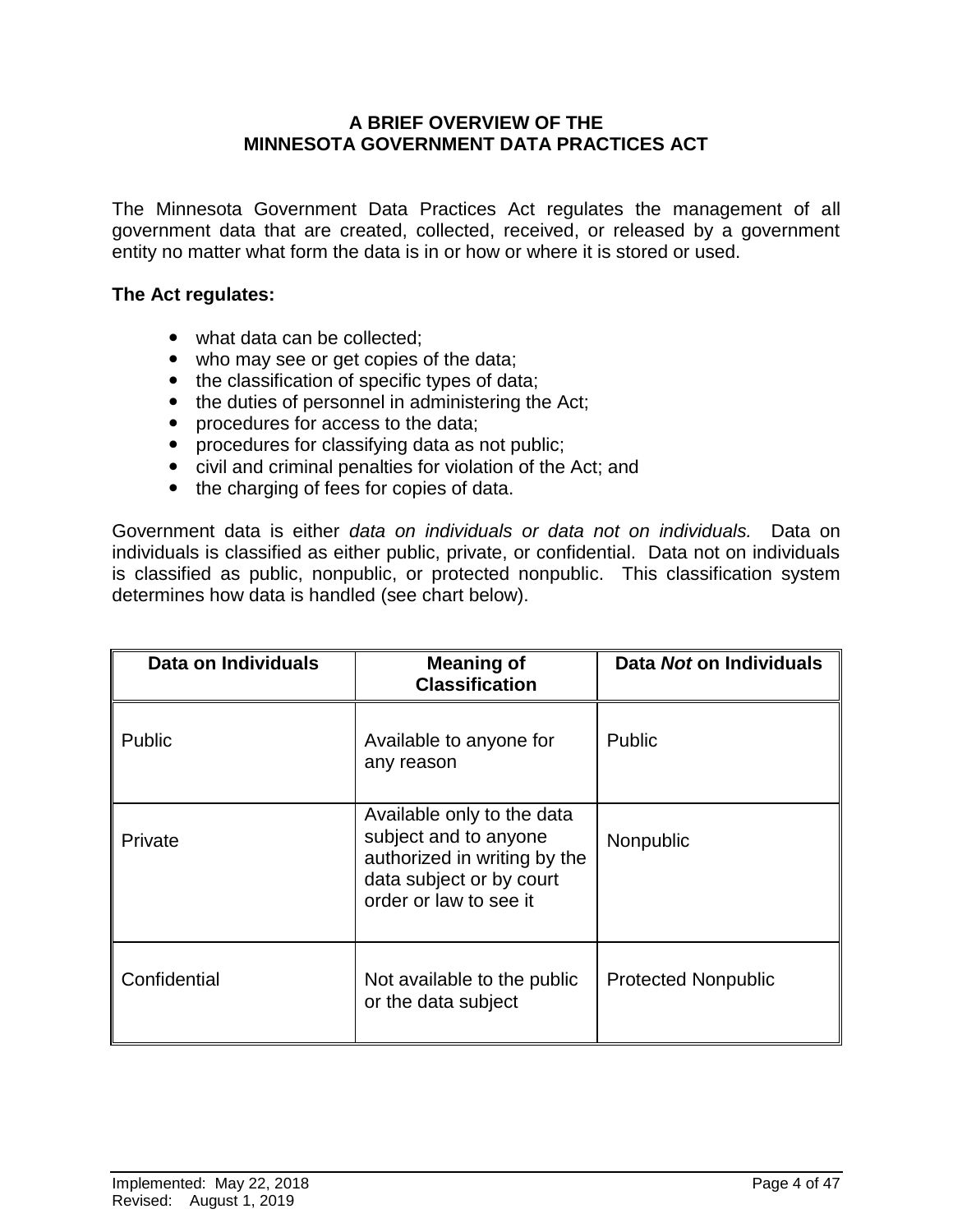# A BRIEF OVERVIEW OF THE MINNESOTA GOVERNMENT DATA PRACTICES ACT

The Minnesota Government Data Practices Act regulates the management of all government data that are created, collected, received, or released by a government entity no matter what form the data is in or how or where it is stored or used.

**The Act regulates:**

- what data can be collected;
- who may see or get copies of the data;
- the classification of specific types of data;
- the duties of personnel in administering the Act;
- procedures for access to the data;
- procedures for classifying data as not public;
- civil and criminal penalties for violation of the Act; and
- the charging of fees for copies of data.

Government data is either *data on individuals or data not on individuals.* Data on individuals is classified as either public, private, or confidential. Data not on individuals is classified as public, nonpublic, or protected nonpublic. This classification system determines how data is handled (see chart below).

| Data on Individuals | Meaning of Classification | Data *Not* on Individuals |
|---|---|---|
| Public | Available to anyone for any reason | Public |
| Private | Available only to the data subject and to anyone authorized in writing by the data subject or by court order or law to see it | Nonpublic |
| Confidential | Not available to the public or the data subject | Protected Nonpublic |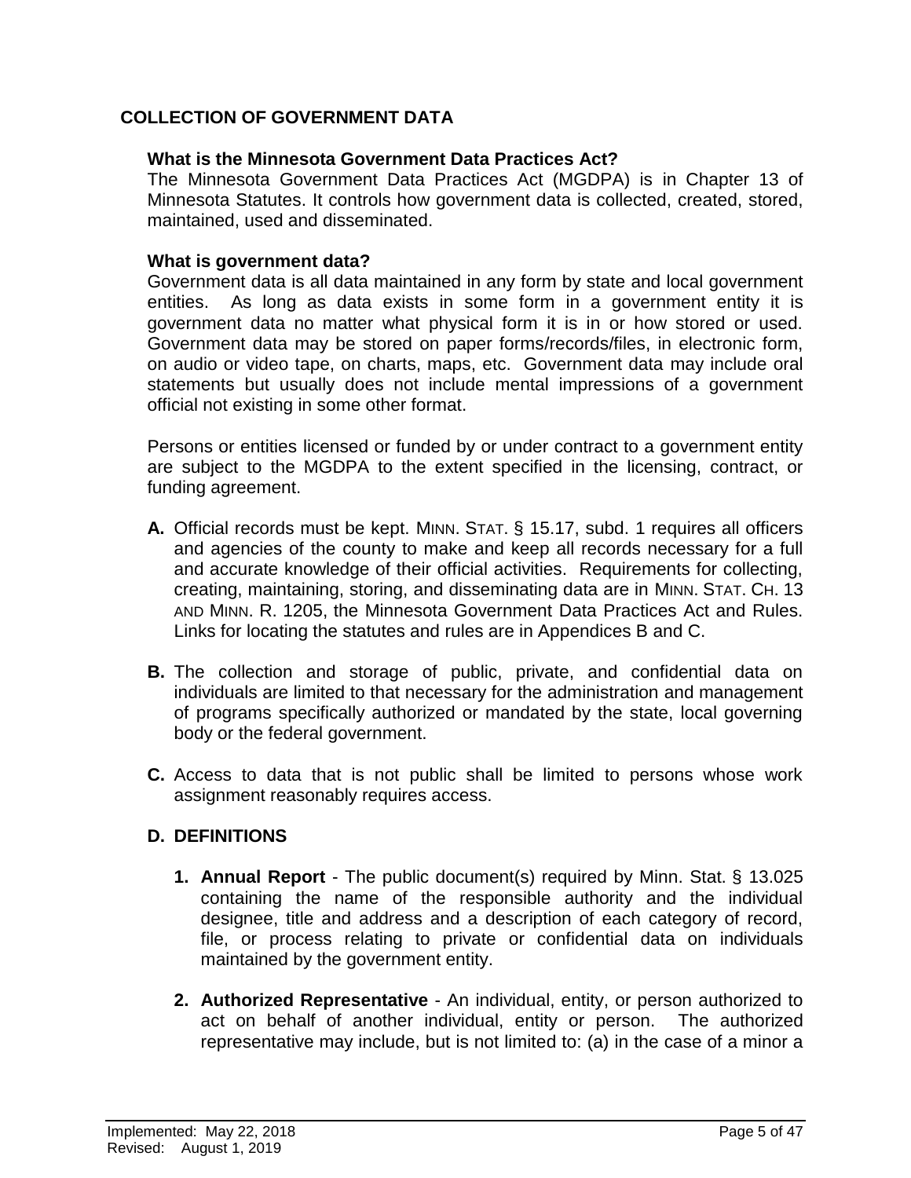## COLLECTION OF GOVERNMENT DATA

**What is the Minnesota Government Data Practices Act?**
The Minnesota Government Data Practices Act (MGDPA) is in Chapter 13 of Minnesota Statutes. It controls how government data is collected, created, stored, maintained, used and disseminated.

**What is government data?**
Government data is all data maintained in any form by state and local government entities. As long as data exists in some form in a government entity it is government data no matter what physical form it is in or how stored or used. Government data may be stored on paper forms/records/files, in electronic form, on audio or video tape, on charts, maps, etc. Government data may include oral statements but usually does not include mental impressions of a government official not existing in some other format.

Persons or entities licensed or funded by or under contract to a government entity are subject to the MGDPA to the extent specified in the licensing, contract, or funding agreement.

**A.** Official records must be kept. MINN. STAT. § 15.17, subd. 1 requires all officers and agencies of the county to make and keep all records necessary for a full and accurate knowledge of their official activities. Requirements for collecting, creating, maintaining, storing, and disseminating data are in MINN. STAT. CH. 13 AND MINN. R. 1205, the Minnesota Government Data Practices Act and Rules. Links for locating the statutes and rules are in Appendices B and C.

**B.** The collection and storage of public, private, and confidential data on individuals are limited to that necessary for the administration and management of programs specifically authorized or mandated by the state, local governing body or the federal government.

**C.** Access to data that is not public shall be limited to persons whose work assignment reasonably requires access.

**D. DEFINITIONS**

1. **Annual Report** - The public document(s) required by Minn. Stat. § 13.025 containing the name of the responsible authority and the individual designee, title and address and a description of each category of record, file, or process relating to private or confidential data on individuals maintained by the government entity.

2. **Authorized Representative** - An individual, entity, or person authorized to act on behalf of another individual, entity or person. The authorized representative may include, but is not limited to: (a) in the case of a minor a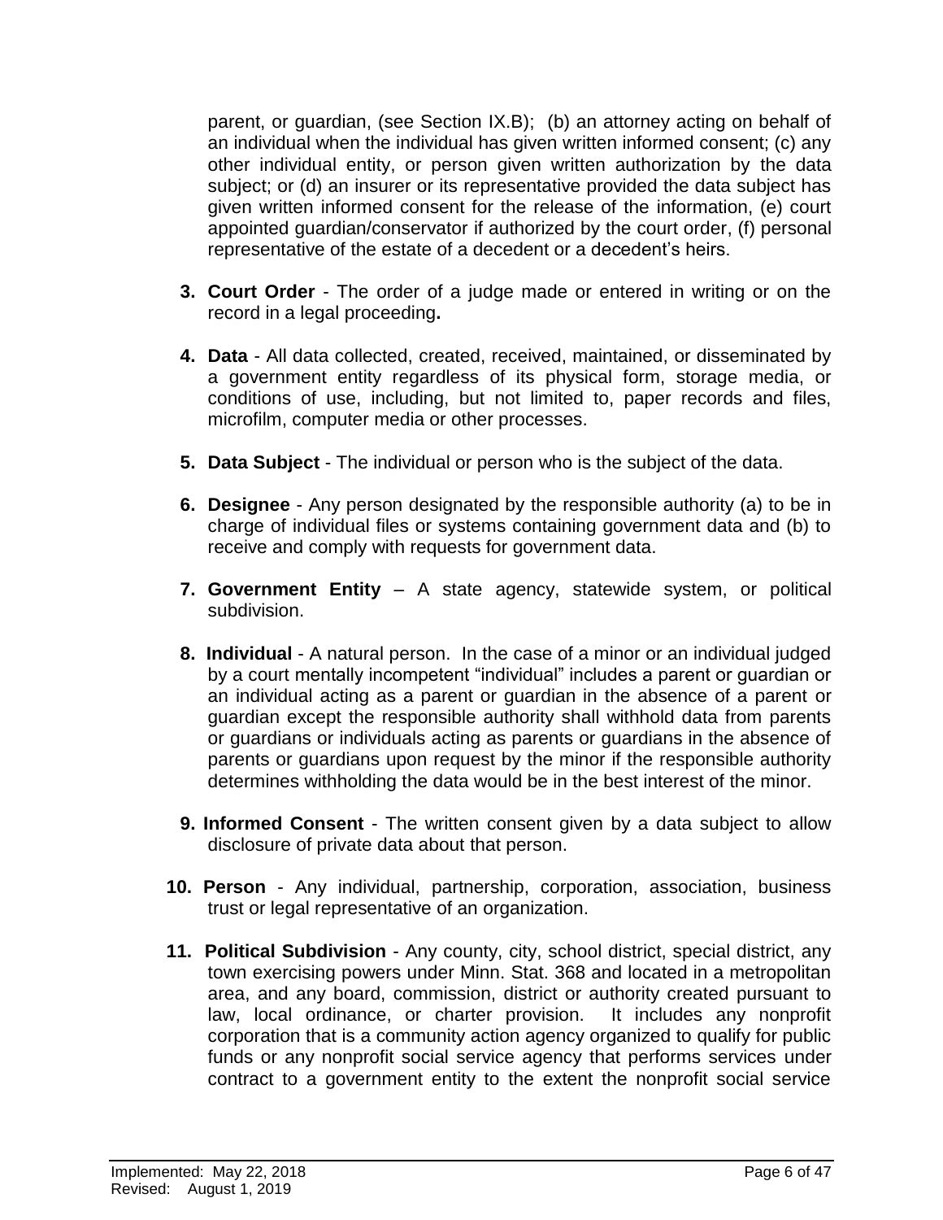parent, or guardian, (see Section IX.B); (b) an attorney acting on behalf of an individual when the individual has given written informed consent; (c) any other individual entity, or person given written authorization by the data subject; or (d) an insurer or its representative provided the data subject has given written informed consent for the release of the information, (e) court appointed guardian/conservator if authorized by the court order, (f) personal representative of the estate of a decedent or a decedent's heirs.

3. **Court Order** - The order of a judge made or entered in writing or on the record in a legal proceeding**.**

4. **Data** - All data collected, created, received, maintained, or disseminated by a government entity regardless of its physical form, storage media, or conditions of use, including, but not limited to, paper records and files, microfilm, computer media or other processes.

5. **Data Subject** - The individual or person who is the subject of the data.

6. **Designee** - Any person designated by the responsible authority (a) to be in charge of individual files or systems containing government data and (b) to receive and comply with requests for government data.

7. **Government Entity** – A state agency, statewide system, or political subdivision.

8. **Individual** - A natural person. In the case of a minor or an individual judged by a court mentally incompetent "individual" includes a parent or guardian or an individual acting as a parent or guardian in the absence of a parent or guardian except the responsible authority shall withhold data from parents or guardians or individuals acting as parents or guardians in the absence of parents or guardians upon request by the minor if the responsible authority determines withholding the data would be in the best interest of the minor.

9. **Informed Consent** - The written consent given by a data subject to allow disclosure of private data about that person.

10. **Person** - Any individual, partnership, corporation, association, business trust or legal representative of an organization.

11. **Political Subdivision** - Any county, city, school district, special district, any town exercising powers under Minn. Stat. 368 and located in a metropolitan area, and any board, commission, district or authority created pursuant to law, local ordinance, or charter provision. It includes any nonprofit corporation that is a community action agency organized to qualify for public funds or any nonprofit social service agency that performs services under contract to a government entity to the extent the nonprofit social service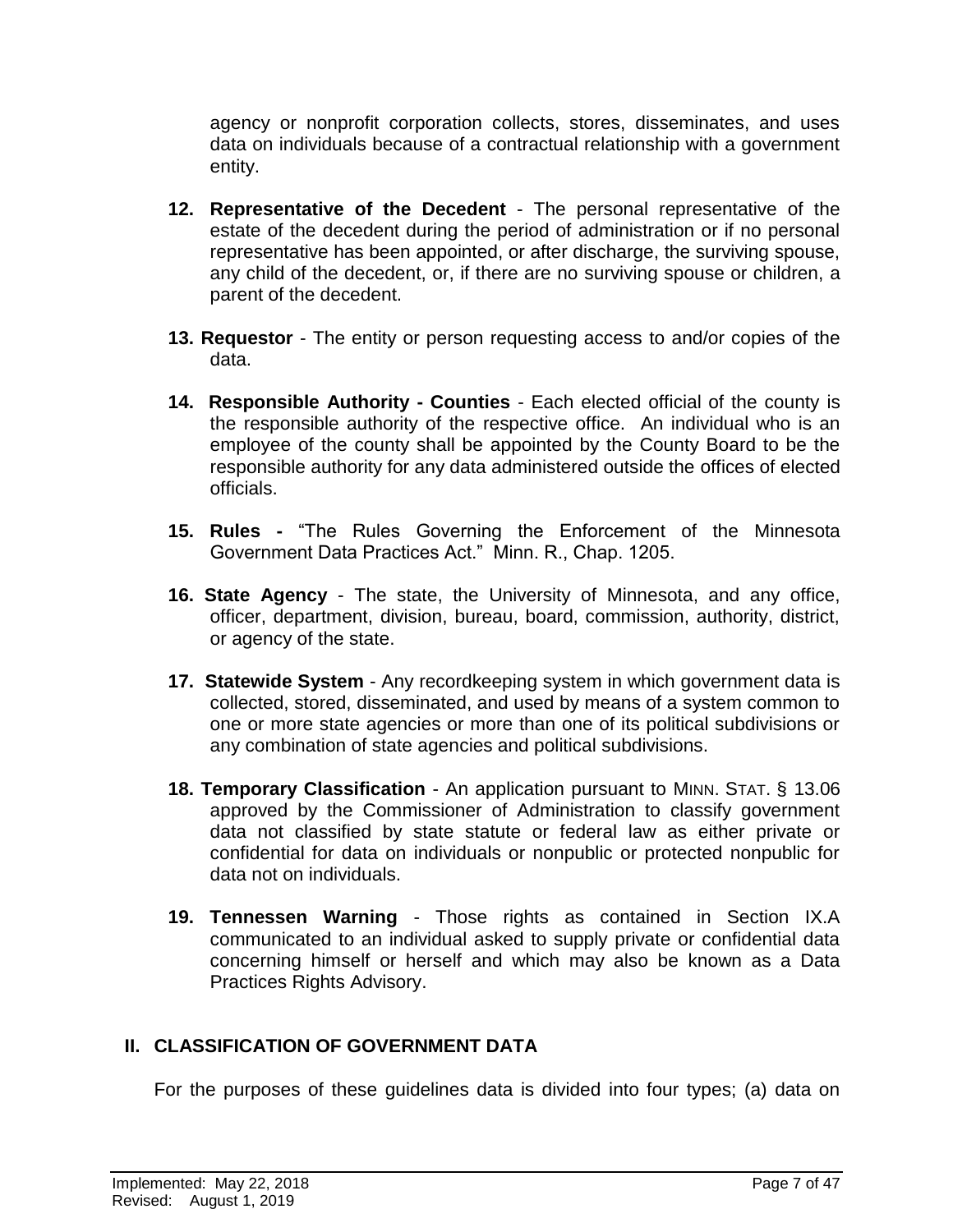agency or nonprofit corporation collects, stores, disseminates, and uses data on individuals because of a contractual relationship with a government entity.

12. **Representative of the Decedent** - The personal representative of the estate of the decedent during the period of administration or if no personal representative has been appointed, or after discharge, the surviving spouse, any child of the decedent, or, if there are no surviving spouse or children, a parent of the decedent.

13. **Requestor** - The entity or person requesting access to and/or copies of the data.

14. **Responsible Authority - Counties** - Each elected official of the county is the responsible authority of the respective office. An individual who is an employee of the county shall be appointed by the County Board to be the responsible authority for any data administered outside the offices of elected officials.

15. **Rules -** "The Rules Governing the Enforcement of the Minnesota Government Data Practices Act." Minn. R., Chap. 1205.

16. **State Agency** - The state, the University of Minnesota, and any office, officer, department, division, bureau, board, commission, authority, district, or agency of the state.

17. **Statewide System** - Any recordkeeping system in which government data is collected, stored, disseminated, and used by means of a system common to one or more state agencies or more than one of its political subdivisions or any combination of state agencies and political subdivisions.

18. **Temporary Classification** - An application pursuant to MINN. STAT. § 13.06 approved by the Commissioner of Administration to classify government data not classified by state statute or federal law as either private or confidential for data on individuals or nonpublic or protected nonpublic for data not on individuals.

19. **Tennessen Warning** - Those rights as contained in Section IX.A communicated to an individual asked to supply private or confidential data concerning himself or herself and which may also be known as a Data Practices Rights Advisory.

## II. CLASSIFICATION OF GOVERNMENT DATA

For the purposes of these guidelines data is divided into four types; (a) data on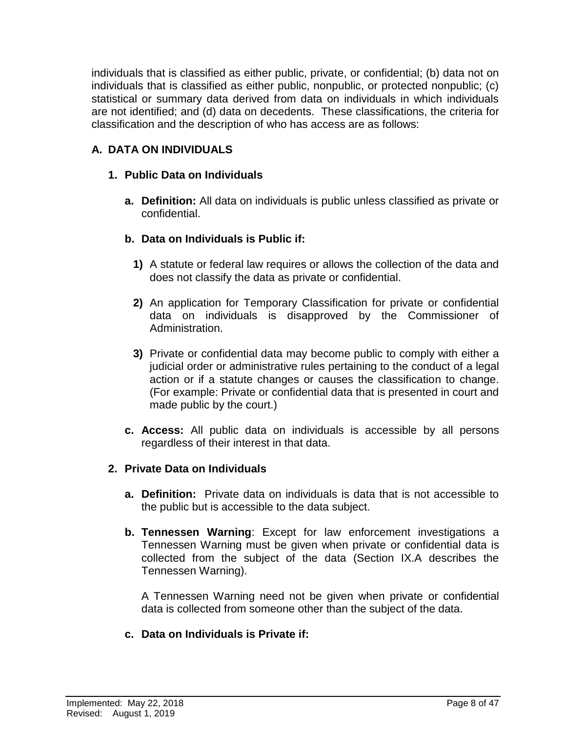individuals that is classified as either public, private, or confidential; (b) data not on individuals that is classified as either public, nonpublic, or protected nonpublic; (c) statistical or summary data derived from data on individuals in which individuals are not identified; and (d) data on decedents. These classifications, the criteria for classification and the description of who has access are as follows:

## A. DATA ON INDIVIDUALS

### 1. Public Data on Individuals

**a. Definition:** All data on individuals is public unless classified as private or confidential.

**b. Data on Individuals is Public if:**

**1)** A statute or federal law requires or allows the collection of the data and does not classify the data as private or confidential.

**2)** An application for Temporary Classification for private or confidential data on individuals is disapproved by the Commissioner of Administration.

**3)** Private or confidential data may become public to comply with either a judicial order or administrative rules pertaining to the conduct of a legal action or if a statute changes or causes the classification to change. (For example: Private or confidential data that is presented in court and made public by the court.)

**c. Access:** All public data on individuals is accessible by all persons regardless of their interest in that data.

### 2. Private Data on Individuals

**a. Definition:** Private data on individuals is data that is not accessible to the public but is accessible to the data subject.

**b. Tennessen Warning**: Except for law enforcement investigations a Tennessen Warning must be given when private or confidential data is collected from the subject of the data (Section IX.A describes the Tennessen Warning).

A Tennessen Warning need not be given when private or confidential data is collected from someone other than the subject of the data.

**c. Data on Individuals is Private if:**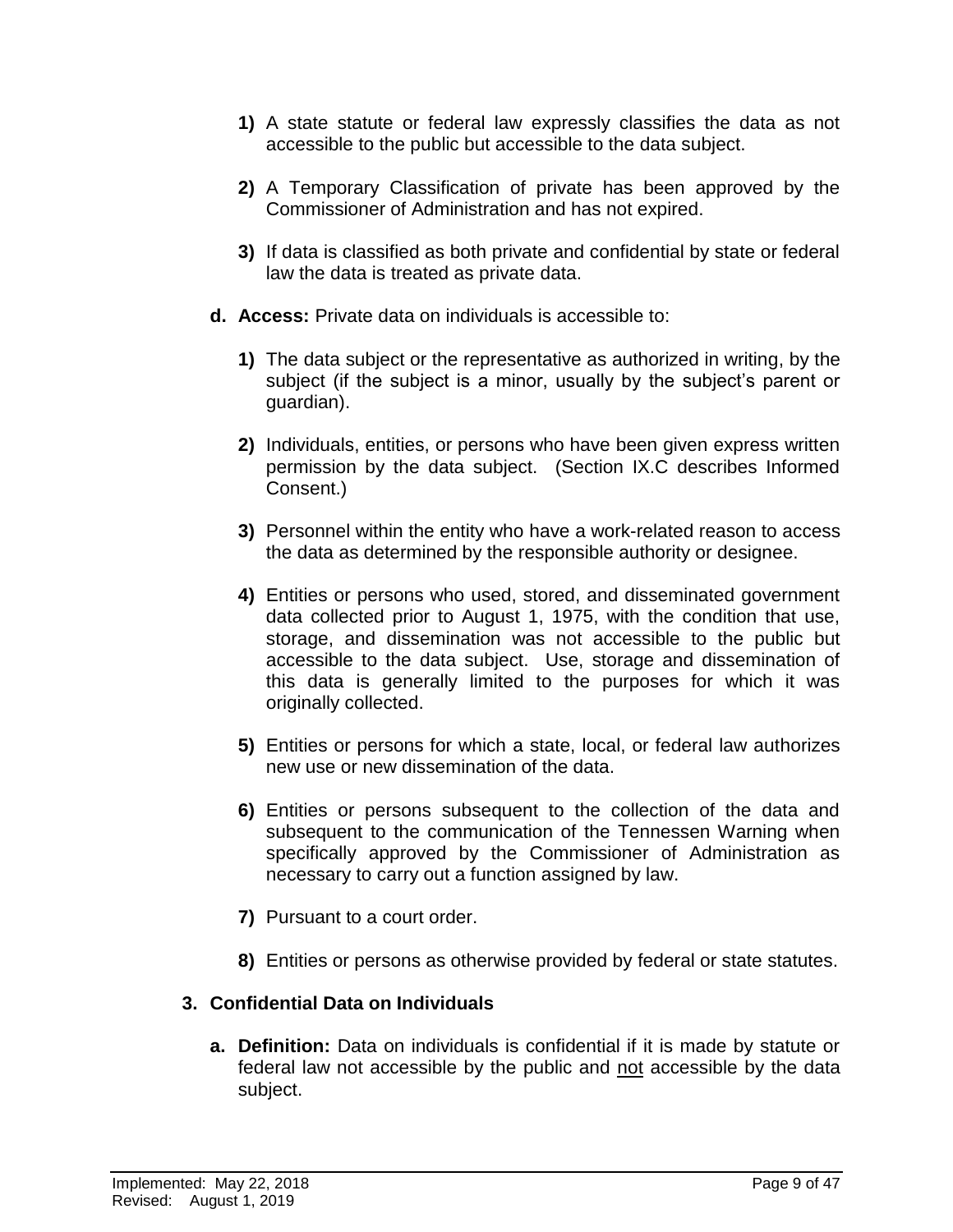**1)** A state statute or federal law expressly classifies the data as not accessible to the public but accessible to the data subject.

**2)** A Temporary Classification of private has been approved by the Commissioner of Administration and has not expired.

**3)** If data is classified as both private and confidential by state or federal law the data is treated as private data.

**d. Access:** Private data on individuals is accessible to:

**1)** The data subject or the representative as authorized in writing, by the subject (if the subject is a minor, usually by the subject's parent or guardian).

**2)** Individuals, entities, or persons who have been given express written permission by the data subject. (Section IX.C describes Informed Consent.)

**3)** Personnel within the entity who have a work-related reason to access the data as determined by the responsible authority or designee.

**4)** Entities or persons who used, stored, and disseminated government data collected prior to August 1, 1975, with the condition that use, storage, and dissemination was not accessible to the public but accessible to the data subject. Use, storage and dissemination of this data is generally limited to the purposes for which it was originally collected.

**5)** Entities or persons for which a state, local, or federal law authorizes new use or new dissemination of the data.

**6)** Entities or persons subsequent to the collection of the data and subsequent to the communication of the Tennessen Warning when specifically approved by the Commissioner of Administration as necessary to carry out a function assigned by law.

**7)** Pursuant to a court order.

**8)** Entities or persons as otherwise provided by federal or state statutes.

**3. Confidential Data on Individuals**

**a. Definition:** Data on individuals is confidential if it is made by statute or federal law not accessible by the public and <u>not</u> accessible by the data subject.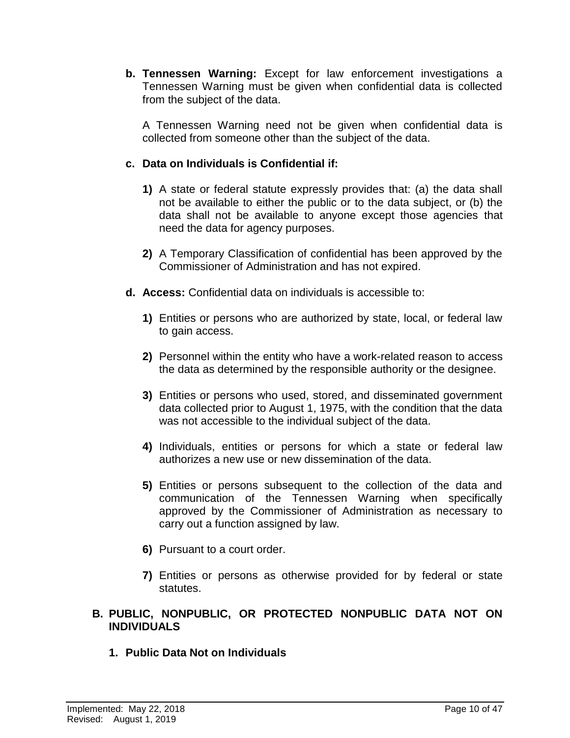**b. Tennessen Warning:** Except for law enforcement investigations a Tennessen Warning must be given when confidential data is collected from the subject of the data.

A Tennessen Warning need not be given when confidential data is collected from someone other than the subject of the data.

**c. Data on Individuals is Confidential if:**

**1)** A state or federal statute expressly provides that: (a) the data shall not be available to either the public or to the data subject, or (b) the data shall not be available to anyone except those agencies that need the data for agency purposes.

**2)** A Temporary Classification of confidential has been approved by the Commissioner of Administration and has not expired.

**d. Access:** Confidential data on individuals is accessible to:

**1)** Entities or persons who are authorized by state, local, or federal law to gain access.

**2)** Personnel within the entity who have a work-related reason to access the data as determined by the responsible authority or the designee.

**3)** Entities or persons who used, stored, and disseminated government data collected prior to August 1, 1975, with the condition that the data was not accessible to the individual subject of the data.

**4)** Individuals, entities or persons for which a state or federal law authorizes a new use or new dissemination of the data.

**5)** Entities or persons subsequent to the collection of the data and communication of the Tennessen Warning when specifically approved by the Commissioner of Administration as necessary to carry out a function assigned by law.

**6)** Pursuant to a court order.

**7)** Entities or persons as otherwise provided for by federal or state statutes.

## B. PUBLIC, NONPUBLIC, OR PROTECTED NONPUBLIC DATA NOT ON INDIVIDUALS

### 1. Public Data Not on Individuals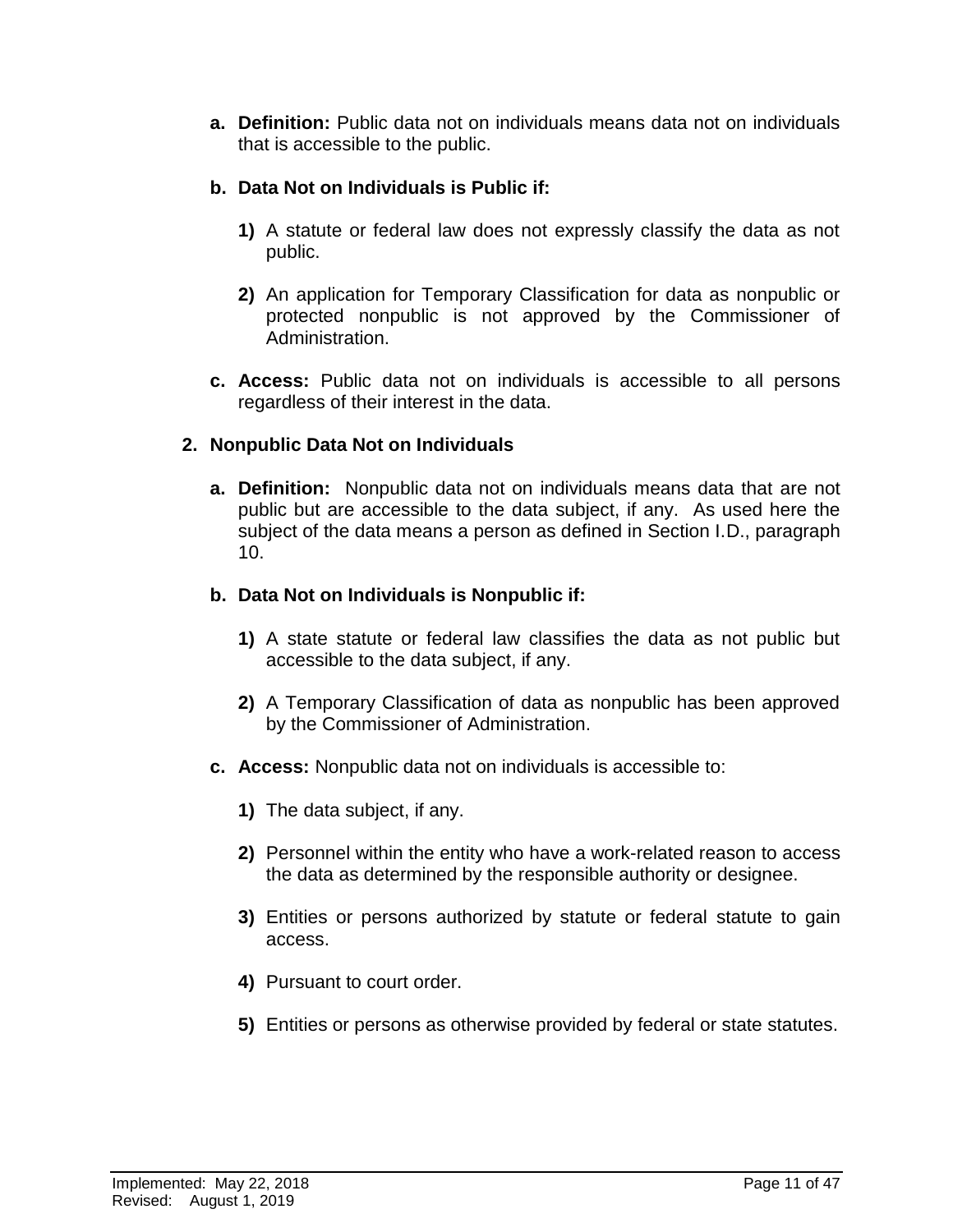a. **Definition:** Public data not on individuals means data not on individuals that is accessible to the public.

b. **Data Not on Individuals is Public if:**

   1) A statute or federal law does not expressly classify the data as not public.

   2) An application for Temporary Classification for data as nonpublic or protected nonpublic is not approved by the Commissioner of Administration.

c. **Access:** Public data not on individuals is accessible to all persons regardless of their interest in the data.

2. **Nonpublic Data Not on Individuals**

   a. **Definition:** Nonpublic data not on individuals means data that are not public but are accessible to the data subject, if any. As used here the subject of the data means a person as defined in Section I.D., paragraph 10.

   b. **Data Not on Individuals is Nonpublic if:**

      1) A state statute or federal law classifies the data as not public but accessible to the data subject, if any.

      2) A Temporary Classification of data as nonpublic has been approved by the Commissioner of Administration.

   c. **Access:** Nonpublic data not on individuals is accessible to:

      1) The data subject, if any.

      2) Personnel within the entity who have a work-related reason to access the data as determined by the responsible authority or designee.

      3) Entities or persons authorized by statute or federal statute to gain access.

      4) Pursuant to court order.

      5) Entities or persons as otherwise provided by federal or state statutes.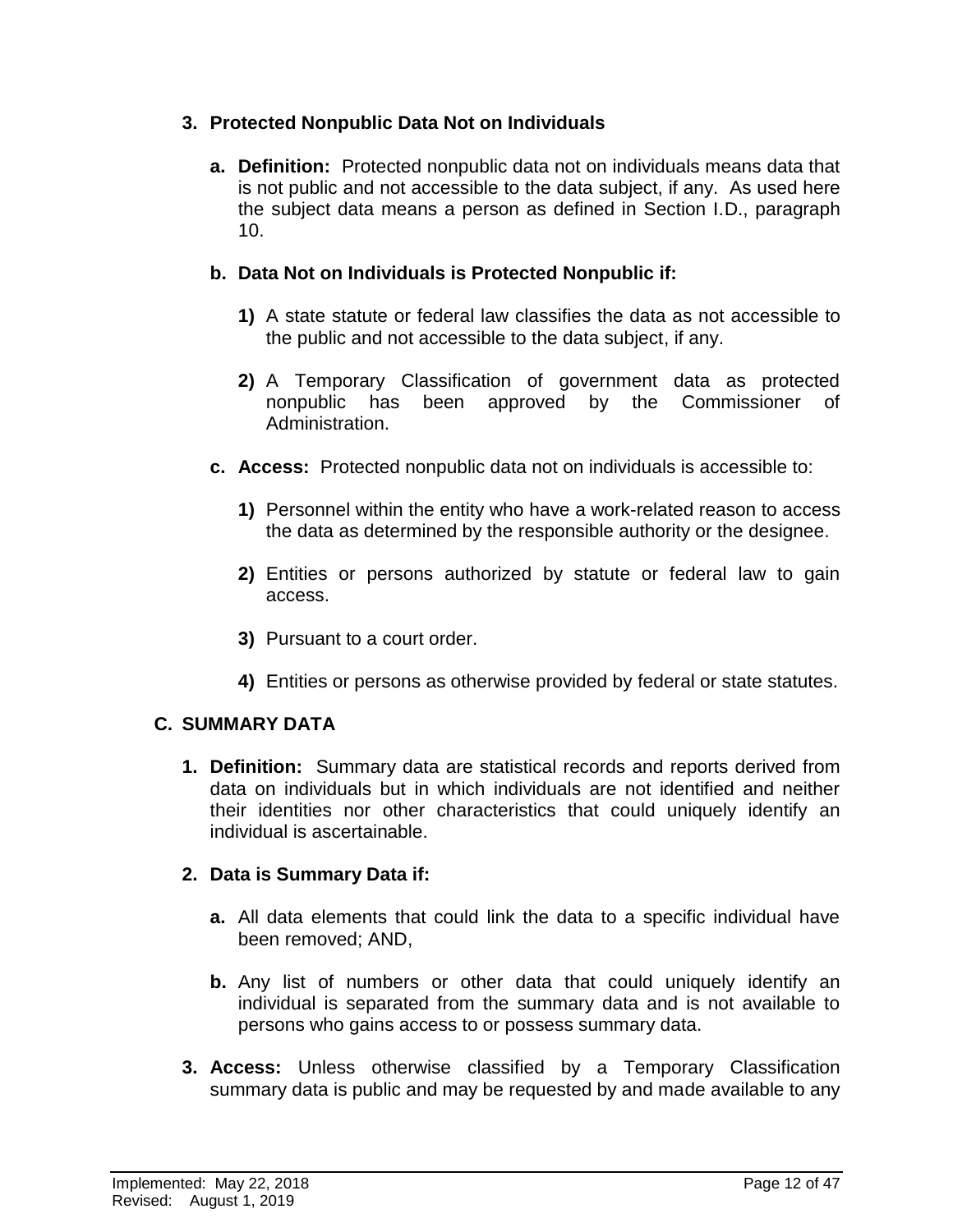### 3. Protected Nonpublic Data Not on Individuals

**a. Definition:** Protected nonpublic data not on individuals means data that is not public and not accessible to the data subject, if any. As used here the subject data means a person as defined in Section I.D., paragraph 10.

**b. Data Not on Individuals is Protected Nonpublic if:**

**1)** A state statute or federal law classifies the data as not accessible to the public and not accessible to the data subject, if any.

**2)** A Temporary Classification of government data as protected nonpublic has been approved by the Commissioner of Administration.

**c. Access:** Protected nonpublic data not on individuals is accessible to:

**1)** Personnel within the entity who have a work-related reason to access the data as determined by the responsible authority or the designee.

**2)** Entities or persons authorized by statute or federal law to gain access.

**3)** Pursuant to a court order.

**4)** Entities or persons as otherwise provided by federal or state statutes.

## C. SUMMARY DATA

**1. Definition:** Summary data are statistical records and reports derived from data on individuals but in which individuals are not identified and neither their identities nor other characteristics that could uniquely identify an individual is ascertainable.

**2. Data is Summary Data if:**

**a.** All data elements that could link the data to a specific individual have been removed; AND,

**b.** Any list of numbers or other data that could uniquely identify an individual is separated from the summary data and is not available to persons who gains access to or possess summary data.

**3. Access:** Unless otherwise classified by a Temporary Classification summary data is public and may be requested by and made available to any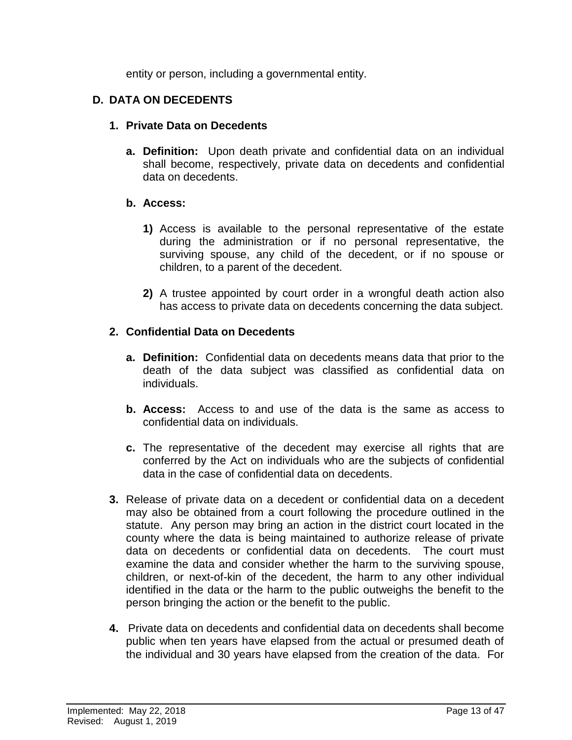entity or person, including a governmental entity.

## D. DATA ON DECEDENTS

### 1. Private Data on Decedents

**a. Definition:** Upon death private and confidential data on an individual shall become, respectively, private data on decedents and confidential data on decedents.

**b. Access:**

**1)** Access is available to the personal representative of the estate during the administration or if no personal representative, the surviving spouse, any child of the decedent, or if no spouse or children, to a parent of the decedent.

**2)** A trustee appointed by court order in a wrongful death action also has access to private data on decedents concerning the data subject.

### 2. Confidential Data on Decedents

**a. Definition:** Confidential data on decedents means data that prior to the death of the data subject was classified as confidential data on individuals.

**b. Access:** Access to and use of the data is the same as access to confidential data on individuals.

**c.** The representative of the decedent may exercise all rights that are conferred by the Act on individuals who are the subjects of confidential data in the case of confidential data on decedents.

**3.** Release of private data on a decedent or confidential data on a decedent may also be obtained from a court following the procedure outlined in the statute. Any person may bring an action in the district court located in the county where the data is being maintained to authorize release of private data on decedents or confidential data on decedents. The court must examine the data and consider whether the harm to the surviving spouse, children, or next-of-kin of the decedent, the harm to any other individual identified in the data or the harm to the public outweighs the benefit to the person bringing the action or the benefit to the public.

**4.** Private data on decedents and confidential data on decedents shall become public when ten years have elapsed from the actual or presumed death of the individual and 30 years have elapsed from the creation of the data. For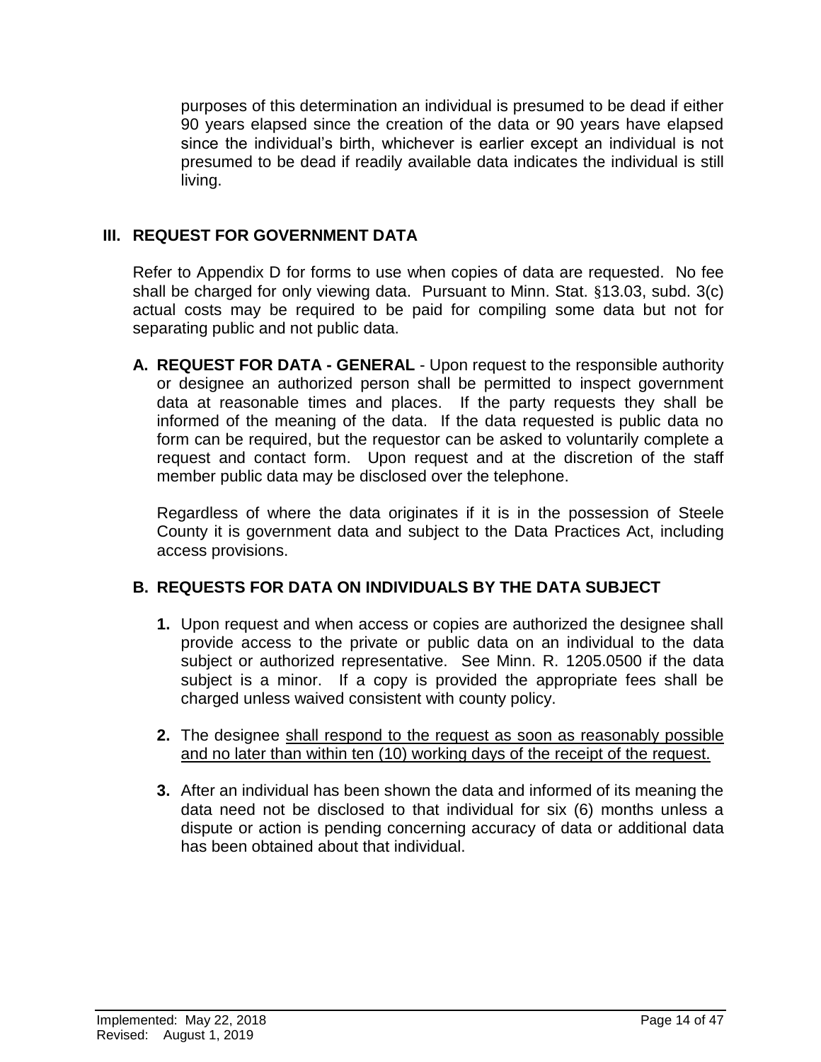purposes of this determination an individual is presumed to be dead if either 90 years elapsed since the creation of the data or 90 years have elapsed since the individual's birth, whichever is earlier except an individual is not presumed to be dead if readily available data indicates the individual is still living.

## III. REQUEST FOR GOVERNMENT DATA

Refer to Appendix D for forms to use when copies of data are requested. No fee shall be charged for only viewing data. Pursuant to Minn. Stat. §13.03, subd. 3(c) actual costs may be required to be paid for compiling some data but not for separating public and not public data.

**A. REQUEST FOR DATA - GENERAL** - Upon request to the responsible authority or designee an authorized person shall be permitted to inspect government data at reasonable times and places. If the party requests they shall be informed of the meaning of the data. If the data requested is public data no form can be required, but the requestor can be asked to voluntarily complete a request and contact form. Upon request and at the discretion of the staff member public data may be disclosed over the telephone.

Regardless of where the data originates if it is in the possession of Steele County it is government data and subject to the Data Practices Act, including access provisions.

### B. REQUESTS FOR DATA ON INDIVIDUALS BY THE DATA SUBJECT

1. Upon request and when access or copies are authorized the designee shall provide access to the private or public data on an individual to the data subject or authorized representative. See Minn. R. 1205.0500 if the data subject is a minor. If a copy is provided the appropriate fees shall be charged unless waived consistent with county policy.

2. The designee shall respond to the request as soon as reasonably possible and no later than within ten (10) working days of the receipt of the request.

3. After an individual has been shown the data and informed of its meaning the data need not be disclosed to that individual for six (6) months unless a dispute or action is pending concerning accuracy of data or additional data has been obtained about that individual.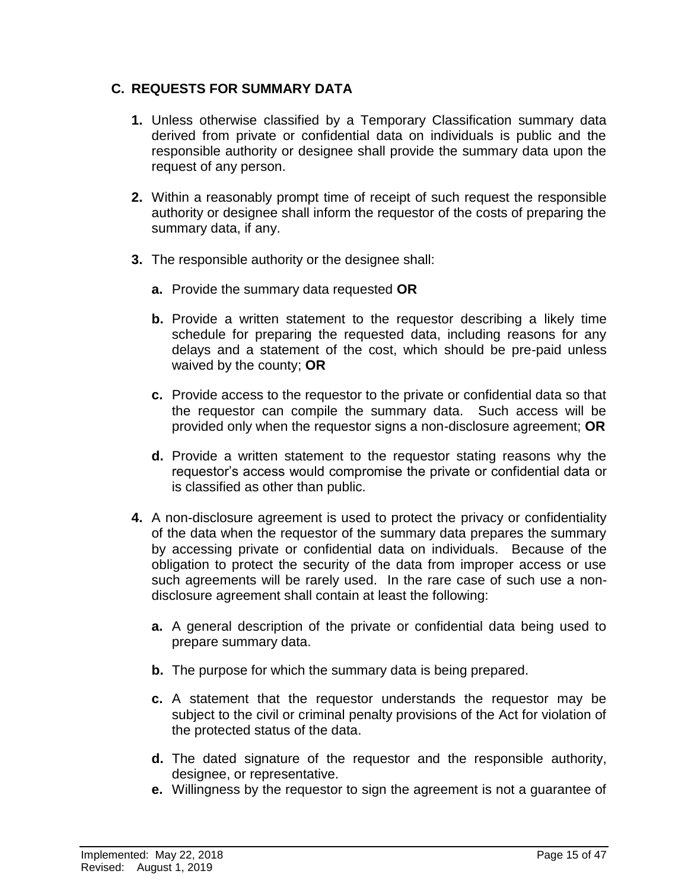## C. REQUESTS FOR SUMMARY DATA

1. Unless otherwise classified by a Temporary Classification summary data derived from private or confidential data on individuals is public and the responsible authority or designee shall provide the summary data upon the request of any person.

2. Within a reasonably prompt time of receipt of such request the responsible authority or designee shall inform the requestor of the costs of preparing the summary data, if any.

3. The responsible authority or the designee shall:

   a. Provide the summary data requested **OR**

   b. Provide a written statement to the requestor describing a likely time schedule for preparing the requested data, including reasons for any delays and a statement of the cost, which should be pre-paid unless waived by the county; **OR**

   c. Provide access to the requestor to the private or confidential data so that the requestor can compile the summary data. Such access will be provided only when the requestor signs a non-disclosure agreement; **OR**

   d. Provide a written statement to the requestor stating reasons why the requestor's access would compromise the private or confidential data or is classified as other than public.

4. A non-disclosure agreement is used to protect the privacy or confidentiality of the data when the requestor of the summary data prepares the summary by accessing private or confidential data on individuals. Because of the obligation to protect the security of the data from improper access or use such agreements will be rarely used. In the rare case of such use a non-disclosure agreement shall contain at least the following:

   a. A general description of the private or confidential data being used to prepare summary data.

   b. The purpose for which the summary data is being prepared.

   c. A statement that the requestor understands the requestor may be subject to the civil or criminal penalty provisions of the Act for violation of the protected status of the data.

   d. The dated signature of the requestor and the responsible authority, designee, or representative.

   e. Willingness by the requestor to sign the agreement is not a guarantee of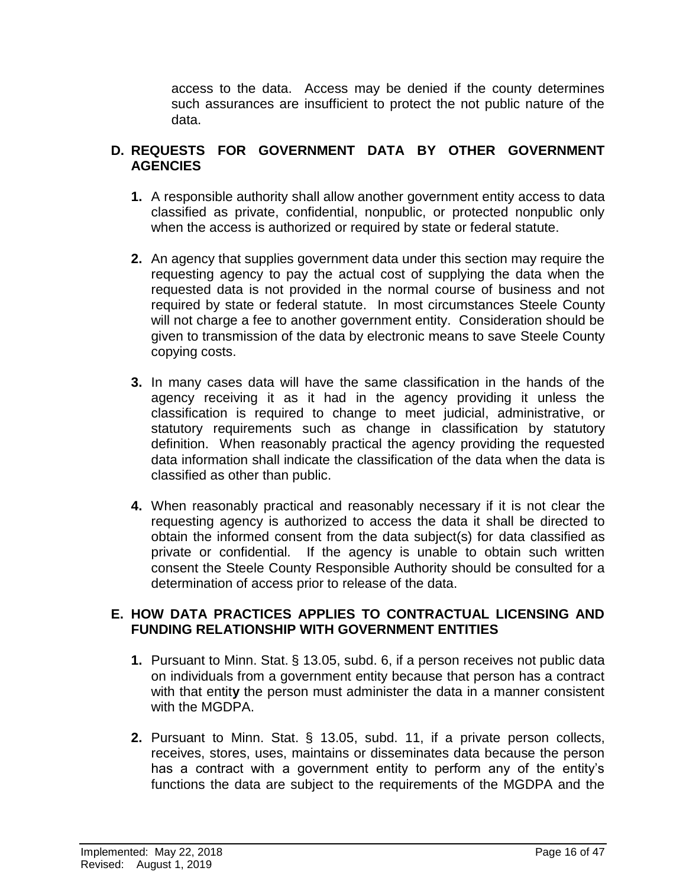access to the data. Access may be denied if the county determines such assurances are insufficient to protect the not public nature of the data.

### D. REQUESTS FOR GOVERNMENT DATA BY OTHER GOVERNMENT AGENCIES

1. A responsible authority shall allow another government entity access to data classified as private, confidential, nonpublic, or protected nonpublic only when the access is authorized or required by state or federal statute.

2. An agency that supplies government data under this section may require the requesting agency to pay the actual cost of supplying the data when the requested data is not provided in the normal course of business and not required by state or federal statute. In most circumstances Steele County will not charge a fee to another government entity. Consideration should be given to transmission of the data by electronic means to save Steele County copying costs.

3. In many cases data will have the same classification in the hands of the agency receiving it as it had in the agency providing it unless the classification is required to change to meet judicial, administrative, or statutory requirements such as change in classification by statutory definition. When reasonably practical the agency providing the requested data information shall indicate the classification of the data when the data is classified as other than public.

4. When reasonably practical and reasonably necessary if it is not clear the requesting agency is authorized to access the data it shall be directed to obtain the informed consent from the data subject(s) for data classified as private or confidential. If the agency is unable to obtain such written consent the Steele County Responsible Authority should be consulted for a determination of access prior to release of the data.

### E. HOW DATA PRACTICES APPLIES TO CONTRACTUAL LICENSING AND FUNDING RELATIONSHIP WITH GOVERNMENT ENTITIES

1. Pursuant to Minn. Stat. § 13.05, subd. 6, if a person receives not public data on individuals from a government entity because that person has a contract with that entity the person must administer the data in a manner consistent with the MGDPA.

2. Pursuant to Minn. Stat. § 13.05, subd. 11, if a private person collects, receives, stores, uses, maintains or disseminates data because the person has a contract with a government entity to perform any of the entity's functions the data are subject to the requirements of the MGDPA and the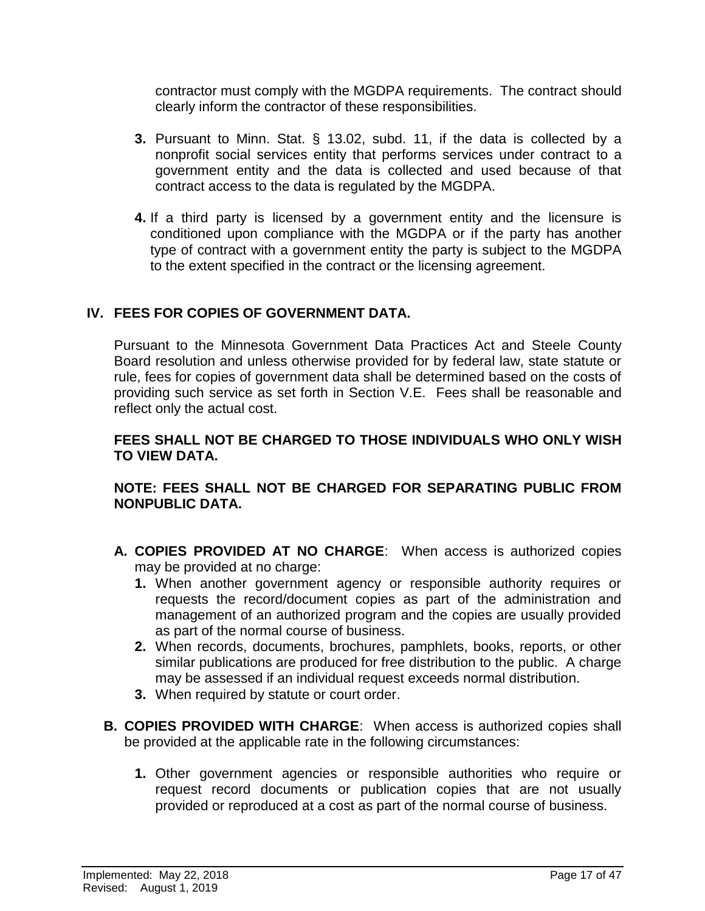contractor must comply with the MGDPA requirements. The contract should clearly inform the contractor of these responsibilities.

3. Pursuant to Minn. Stat. § 13.02, subd. 11, if the data is collected by a nonprofit social services entity that performs services under contract to a government entity and the data is collected and used because of that contract access to the data is regulated by the MGDPA.

4. If a third party is licensed by a government entity and the licensure is conditioned upon compliance with the MGDPA or if the party has another type of contract with a government entity the party is subject to the MGDPA to the extent specified in the contract or the licensing agreement.

## IV. FEES FOR COPIES OF GOVERNMENT DATA.

Pursuant to the Minnesota Government Data Practices Act and Steele County Board resolution and unless otherwise provided for by federal law, state statute or rule, fees for copies of government data shall be determined based on the costs of providing such service as set forth in Section V.E. Fees shall be reasonable and reflect only the actual cost.

**FEES SHALL NOT BE CHARGED TO THOSE INDIVIDUALS WHO ONLY WISH TO VIEW DATA.**

**NOTE: FEES SHALL NOT BE CHARGED FOR SEPARATING PUBLIC FROM NONPUBLIC DATA.**

**A. COPIES PROVIDED AT NO CHARGE**: When access is authorized copies may be provided at no charge:

1. When another government agency or responsible authority requires or requests the record/document copies as part of the administration and management of an authorized program and the copies are usually provided as part of the normal course of business.
2. When records, documents, brochures, pamphlets, books, reports, or other similar publications are produced for free distribution to the public. A charge may be assessed if an individual request exceeds normal distribution.
3. When required by statute or court order.

**B. COPIES PROVIDED WITH CHARGE**: When access is authorized copies shall be provided at the applicable rate in the following circumstances:

1. Other government agencies or responsible authorities who require or request record documents or publication copies that are not usually provided or reproduced at a cost as part of the normal course of business.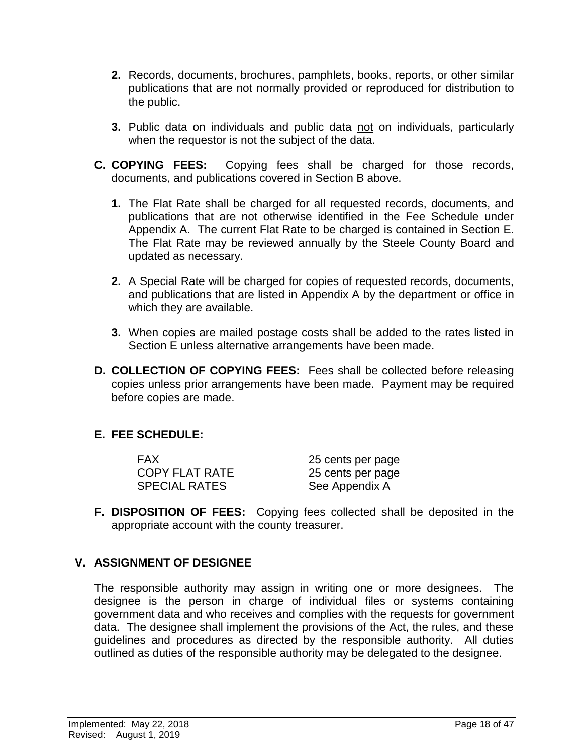2. Records, documents, brochures, pamphlets, books, reports, or other similar publications that are not normally provided or reproduced for distribution to the public.

3. Public data on individuals and public data not on individuals, particularly when the requestor is not the subject of the data.

**C. COPYING FEES:** Copying fees shall be charged for those records, documents, and publications covered in Section B above.

1. The Flat Rate shall be charged for all requested records, documents, and publications that are not otherwise identified in the Fee Schedule under Appendix A. The current Flat Rate to be charged is contained in Section E. The Flat Rate may be reviewed annually by the Steele County Board and updated as necessary.

2. A Special Rate will be charged for copies of requested records, documents, and publications that are listed in Appendix A by the department or office in which they are available.

3. When copies are mailed postage costs shall be added to the rates listed in Section E unless alternative arrangements have been made.

**D. COLLECTION OF COPYING FEES:** Fees shall be collected before releasing copies unless prior arrangements have been made. Payment may be required before copies are made.

**E. FEE SCHEDULE:**

| | |
|---|---|
| FAX | 25 cents per page |
| COPY FLAT RATE | 25 cents per page |
| SPECIAL RATES | See Appendix A |

**F. DISPOSITION OF FEES:** Copying fees collected shall be deposited in the appropriate account with the county treasurer.

## V. ASSIGNMENT OF DESIGNEE

The responsible authority may assign in writing one or more designees. The designee is the person in charge of individual files or systems containing government data and who receives and complies with the requests for government data. The designee shall implement the provisions of the Act, the rules, and these guidelines and procedures as directed by the responsible authority. All duties outlined as duties of the responsible authority may be delegated to the designee.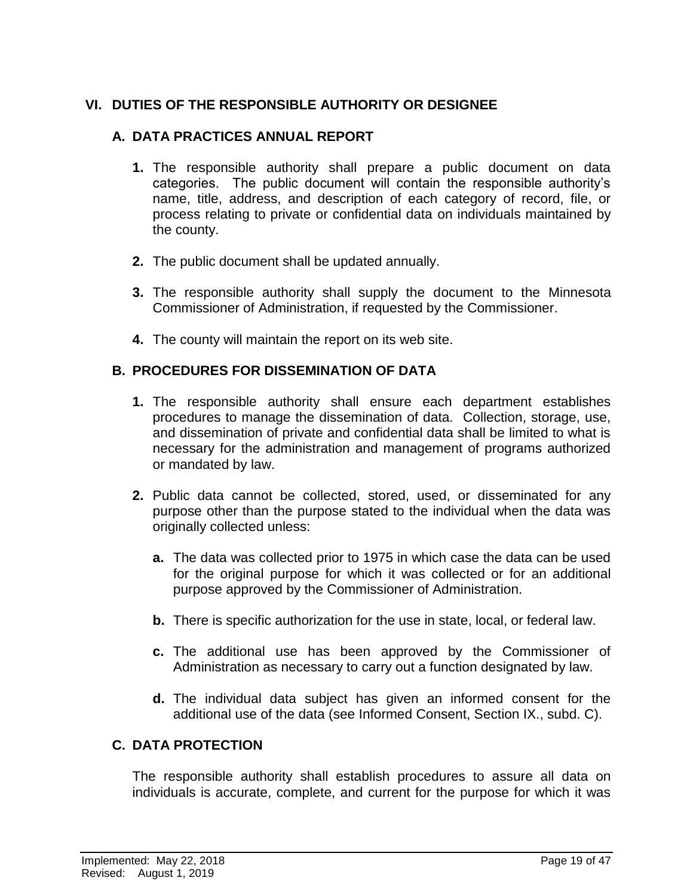## VI. DUTIES OF THE RESPONSIBLE AUTHORITY OR DESIGNEE

### A. DATA PRACTICES ANNUAL REPORT

1. The responsible authority shall prepare a public document on data categories. The public document will contain the responsible authority's name, title, address, and description of each category of record, file, or process relating to private or confidential data on individuals maintained by the county.

2. The public document shall be updated annually.

3. The responsible authority shall supply the document to the Minnesota Commissioner of Administration, if requested by the Commissioner.

4. The county will maintain the report on its web site.

### B. PROCEDURES FOR DISSEMINATION OF DATA

1. The responsible authority shall ensure each department establishes procedures to manage the dissemination of data. Collection, storage, use, and dissemination of private and confidential data shall be limited to what is necessary for the administration and management of programs authorized or mandated by law.

2. Public data cannot be collected, stored, used, or disseminated for any purpose other than the purpose stated to the individual when the data was originally collected unless:

   a. The data was collected prior to 1975 in which case the data can be used for the original purpose for which it was collected or for an additional purpose approved by the Commissioner of Administration.

   b. There is specific authorization for the use in state, local, or federal law.

   c. The additional use has been approved by the Commissioner of Administration as necessary to carry out a function designated by law.

   d. The individual data subject has given an informed consent for the additional use of the data (see Informed Consent, Section IX., subd. C).

### C. DATA PROTECTION

The responsible authority shall establish procedures to assure all data on individuals is accurate, complete, and current for the purpose for which it was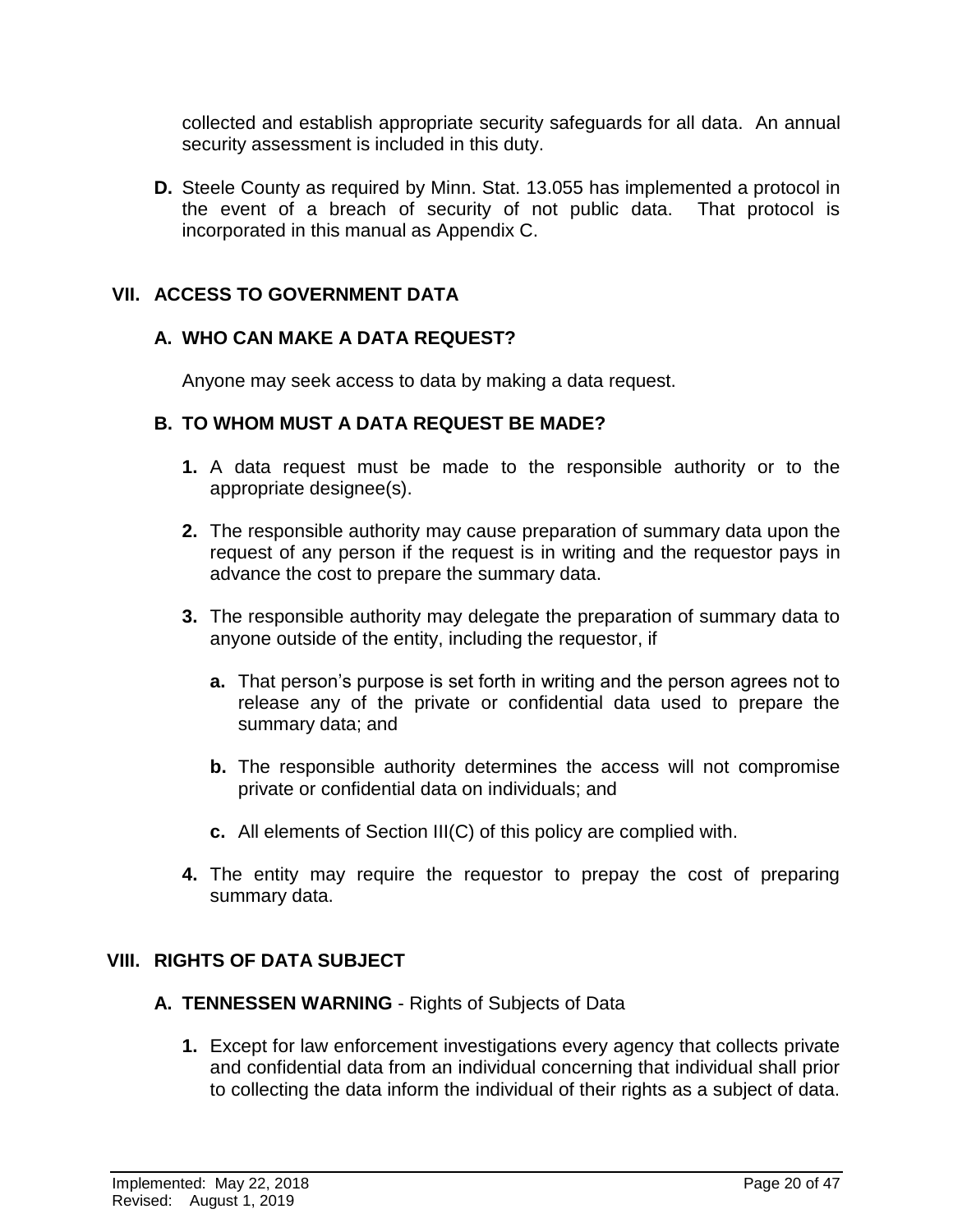collected and establish appropriate security safeguards for all data. An annual security assessment is included in this duty.

**D.** Steele County as required by Minn. Stat. 13.055 has implemented a protocol in the event of a breach of security of not public data. That protocol is incorporated in this manual as Appendix C.

## VII. ACCESS TO GOVERNMENT DATA

### A. WHO CAN MAKE A DATA REQUEST?

Anyone may seek access to data by making a data request.

### B. TO WHOM MUST A DATA REQUEST BE MADE?

**1.** A data request must be made to the responsible authority or to the appropriate designee(s).

**2.** The responsible authority may cause preparation of summary data upon the request of any person if the request is in writing and the requestor pays in advance the cost to prepare the summary data.

**3.** The responsible authority may delegate the preparation of summary data to anyone outside of the entity, including the requestor, if

- **a.** That person's purpose is set forth in writing and the person agrees not to release any of the private or confidential data used to prepare the summary data; and

- **b.** The responsible authority determines the access will not compromise private or confidential data on individuals; and

- **c.** All elements of Section III(C) of this policy are complied with.

**4.** The entity may require the requestor to prepay the cost of preparing summary data.

## VIII. RIGHTS OF DATA SUBJECT

### A. TENNESSEN WARNING - Rights of Subjects of Data

**1.** Except for law enforcement investigations every agency that collects private and confidential data from an individual concerning that individual shall prior to collecting the data inform the individual of their rights as a subject of data.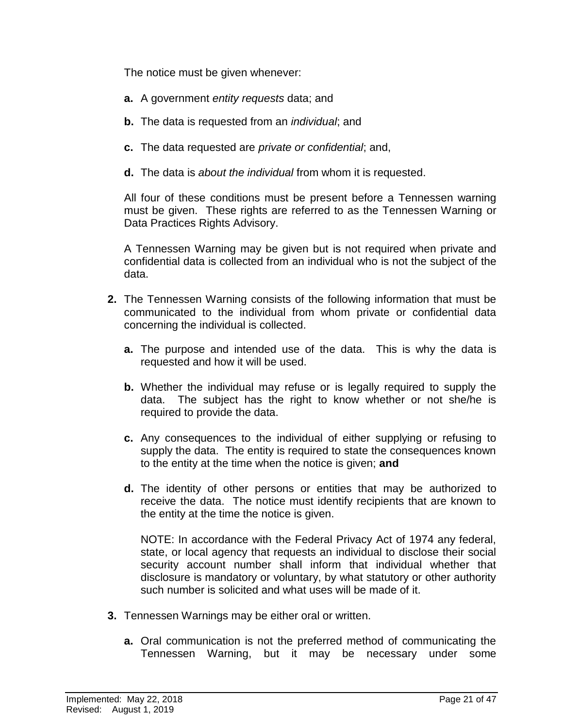The notice must be given whenever:

**a.** A government *entity requests* data; and

**b.** The data is requested from an *individual*; and

**c.** The data requested are *private or confidential*; and,

**d.** The data is *about the individual* from whom it is requested.

All four of these conditions must be present before a Tennessen warning must be given. These rights are referred to as the Tennessen Warning or Data Practices Rights Advisory.

A Tennessen Warning may be given but is not required when private and confidential data is collected from an individual who is not the subject of the data.

**2.** The Tennessen Warning consists of the following information that must be communicated to the individual from whom private or confidential data concerning the individual is collected.

   **a.** The purpose and intended use of the data. This is why the data is requested and how it will be used.

   **b.** Whether the individual may refuse or is legally required to supply the data. The subject has the right to know whether or not she/he is required to provide the data.

   **c.** Any consequences to the individual of either supplying or refusing to supply the data. The entity is required to state the consequences known to the entity at the time when the notice is given; **and**

   **d.** The identity of other persons or entities that may be authorized to receive the data. The notice must identify recipients that are known to the entity at the time the notice is given.

   NOTE: In accordance with the Federal Privacy Act of 1974 any federal, state, or local agency that requests an individual to disclose their social security account number shall inform that individual whether that disclosure is mandatory or voluntary, by what statutory or other authority such number is solicited and what uses will be made of it.

**3.** Tennessen Warnings may be either oral or written.

   **a.** Oral communication is not the preferred method of communicating the Tennessen Warning, but it may be necessary under some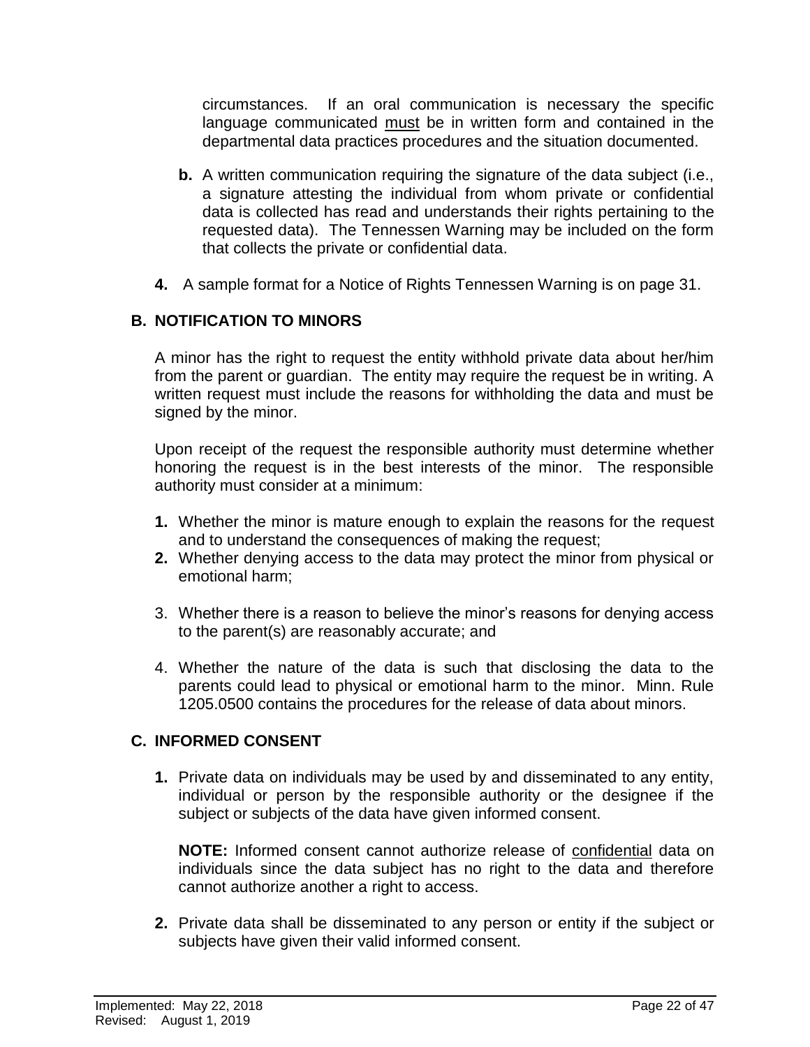circumstances. If an oral communication is necessary the specific language communicated must be in written form and contained in the departmental data practices procedures and the situation documented.

**b.** A written communication requiring the signature of the data subject (i.e., a signature attesting the individual from whom private or confidential data is collected has read and understands their rights pertaining to the requested data). The Tennessen Warning may be included on the form that collects the private or confidential data.

**4.** A sample format for a Notice of Rights Tennessen Warning is on page 31.

## B. NOTIFICATION TO MINORS

A minor has the right to request the entity withhold private data about her/him from the parent or guardian. The entity may require the request be in writing. A written request must include the reasons for withholding the data and must be signed by the minor.

Upon receipt of the request the responsible authority must determine whether honoring the request is in the best interests of the minor. The responsible authority must consider at a minimum:

**1.** Whether the minor is mature enough to explain the reasons for the request and to understand the consequences of making the request;

**2.** Whether denying access to the data may protect the minor from physical or emotional harm;

3. Whether there is a reason to believe the minor's reasons for denying access to the parent(s) are reasonably accurate; and

4. Whether the nature of the data is such that disclosing the data to the parents could lead to physical or emotional harm to the minor. Minn. Rule 1205.0500 contains the procedures for the release of data about minors.

## C. INFORMED CONSENT

**1.** Private data on individuals may be used by and disseminated to any entity, individual or person by the responsible authority or the designee if the subject or subjects of the data have given informed consent.

**NOTE:** Informed consent cannot authorize release of confidential data on individuals since the data subject has no right to the data and therefore cannot authorize another a right to access.

**2.** Private data shall be disseminated to any person or entity if the subject or subjects have given their valid informed consent.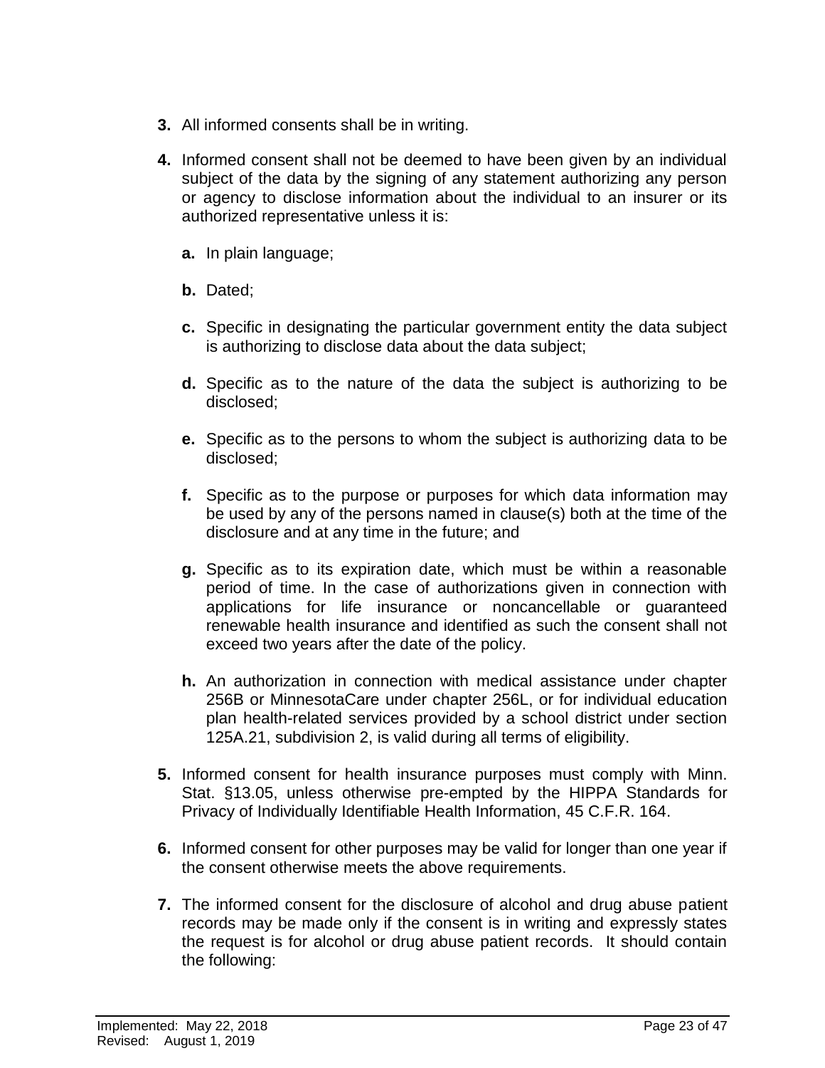3. All informed consents shall be in writing.

4. Informed consent shall not be deemed to have been given by an individual subject of the data by the signing of any statement authorizing any person or agency to disclose information about the individual to an insurer or its authorized representative unless it is:

   a. In plain language;

   b. Dated;

   c. Specific in designating the particular government entity the data subject is authorizing to disclose data about the data subject;

   d. Specific as to the nature of the data the subject is authorizing to be disclosed;

   e. Specific as to the persons to whom the subject is authorizing data to be disclosed;

   f. Specific as to the purpose or purposes for which data information may be used by any of the persons named in clause(s) both at the time of the disclosure and at any time in the future; and

   g. Specific as to its expiration date, which must be within a reasonable period of time. In the case of authorizations given in connection with applications for life insurance or noncancellable or guaranteed renewable health insurance and identified as such the consent shall not exceed two years after the date of the policy.

   h. An authorization in connection with medical assistance under chapter 256B or MinnesotaCare under chapter 256L, or for individual education plan health-related services provided by a school district under section 125A.21, subdivision 2, is valid during all terms of eligibility.

5. Informed consent for health insurance purposes must comply with Minn. Stat. §13.05, unless otherwise pre-empted by the HIPPA Standards for Privacy of Individually Identifiable Health Information, 45 C.F.R. 164.

6. Informed consent for other purposes may be valid for longer than one year if the consent otherwise meets the above requirements.

7. The informed consent for the disclosure of alcohol and drug abuse patient records may be made only if the consent is in writing and expressly states the request is for alcohol or drug abuse patient records. It should contain the following: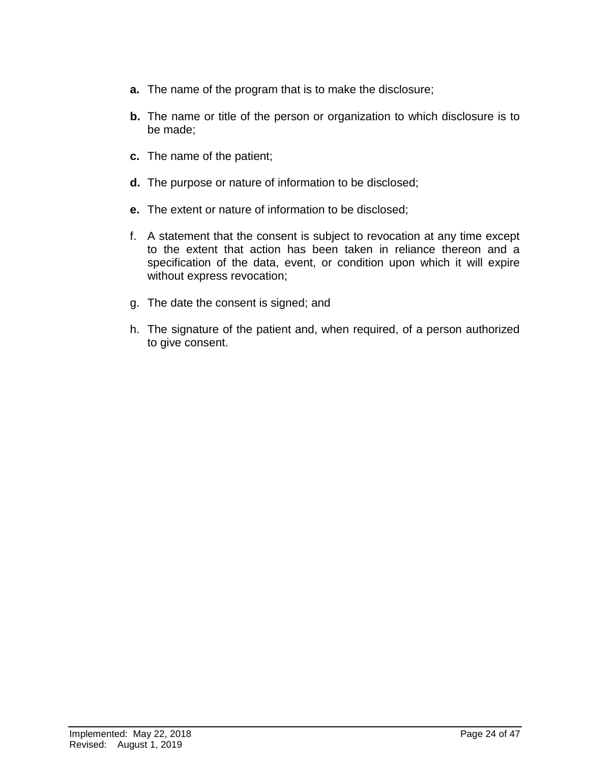**a.** The name of the program that is to make the disclosure;

**b.** The name or title of the person or organization to which disclosure is to be made;

**c.** The name of the patient;

**d.** The purpose or nature of information to be disclosed;

**e.** The extent or nature of information to be disclosed;

f. A statement that the consent is subject to revocation at any time except to the extent that action has been taken in reliance thereon and a specification of the data, event, or condition upon which it will expire without express revocation;

g. The date the consent is signed; and

h. The signature of the patient and, when required, of a person authorized to give consent.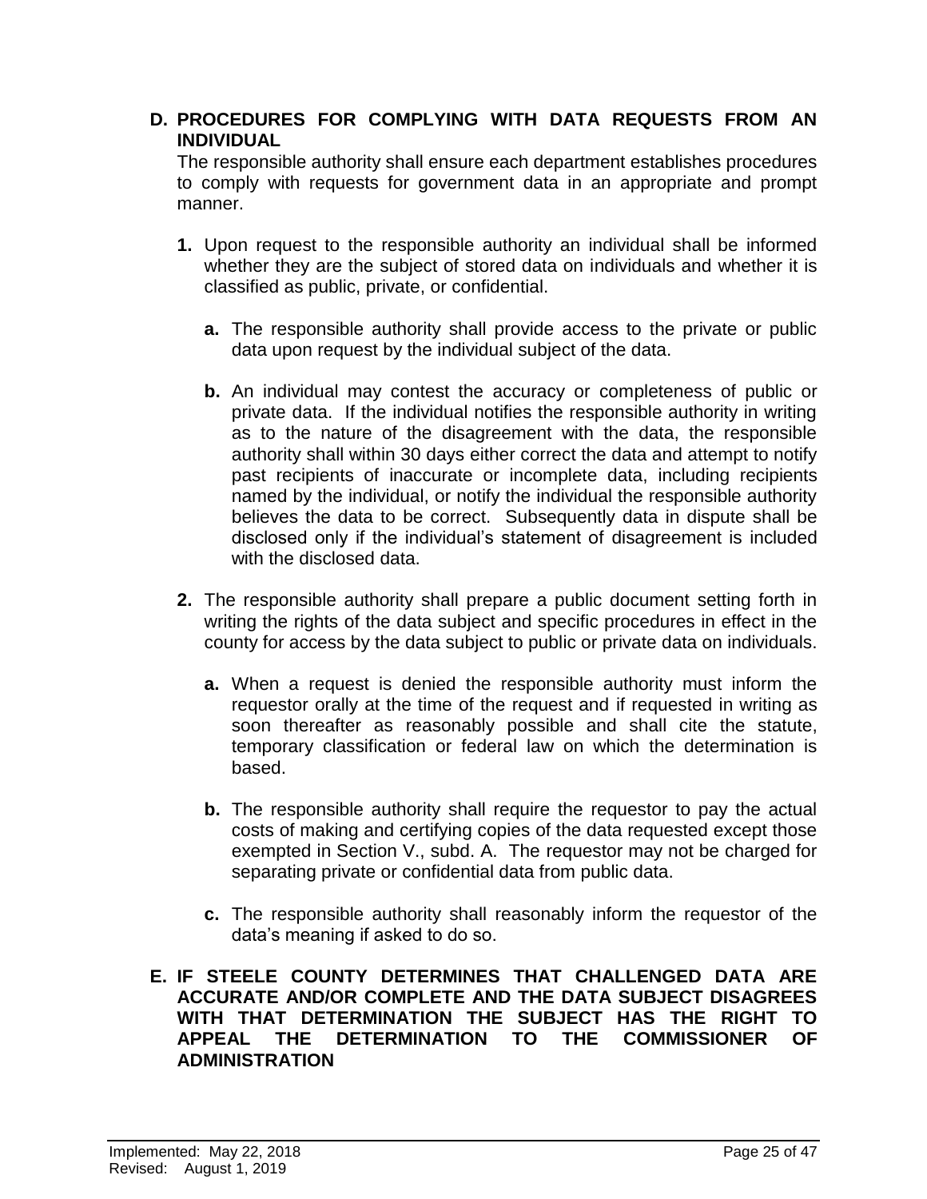**D. PROCEDURES FOR COMPLYING WITH DATA REQUESTS FROM AN INDIVIDUAL**

The responsible authority shall ensure each department establishes procedures to comply with requests for government data in an appropriate and prompt manner.

**1.** Upon request to the responsible authority an individual shall be informed whether they are the subject of stored data on individuals and whether it is classified as public, private, or confidential.

**a.** The responsible authority shall provide access to the private or public data upon request by the individual subject of the data.

**b.** An individual may contest the accuracy or completeness of public or private data. If the individual notifies the responsible authority in writing as to the nature of the disagreement with the data, the responsible authority shall within 30 days either correct the data and attempt to notify past recipients of inaccurate or incomplete data, including recipients named by the individual, or notify the individual the responsible authority believes the data to be correct. Subsequently data in dispute shall be disclosed only if the individual's statement of disagreement is included with the disclosed data.

**2.** The responsible authority shall prepare a public document setting forth in writing the rights of the data subject and specific procedures in effect in the county for access by the data subject to public or private data on individuals.

**a.** When a request is denied the responsible authority must inform the requestor orally at the time of the request and if requested in writing as soon thereafter as reasonably possible and shall cite the statute, temporary classification or federal law on which the determination is based.

**b.** The responsible authority shall require the requestor to pay the actual costs of making and certifying copies of the data requested except those exempted in Section V., subd. A. The requestor may not be charged for separating private or confidential data from public data.

**c.** The responsible authority shall reasonably inform the requestor of the data's meaning if asked to do so.

**E. IF STEELE COUNTY DETERMINES THAT CHALLENGED DATA ARE ACCURATE AND/OR COMPLETE AND THE DATA SUBJECT DISAGREES WITH THAT DETERMINATION THE SUBJECT HAS THE RIGHT TO APPEAL THE DETERMINATION TO THE COMMISSIONER OF ADMINISTRATION**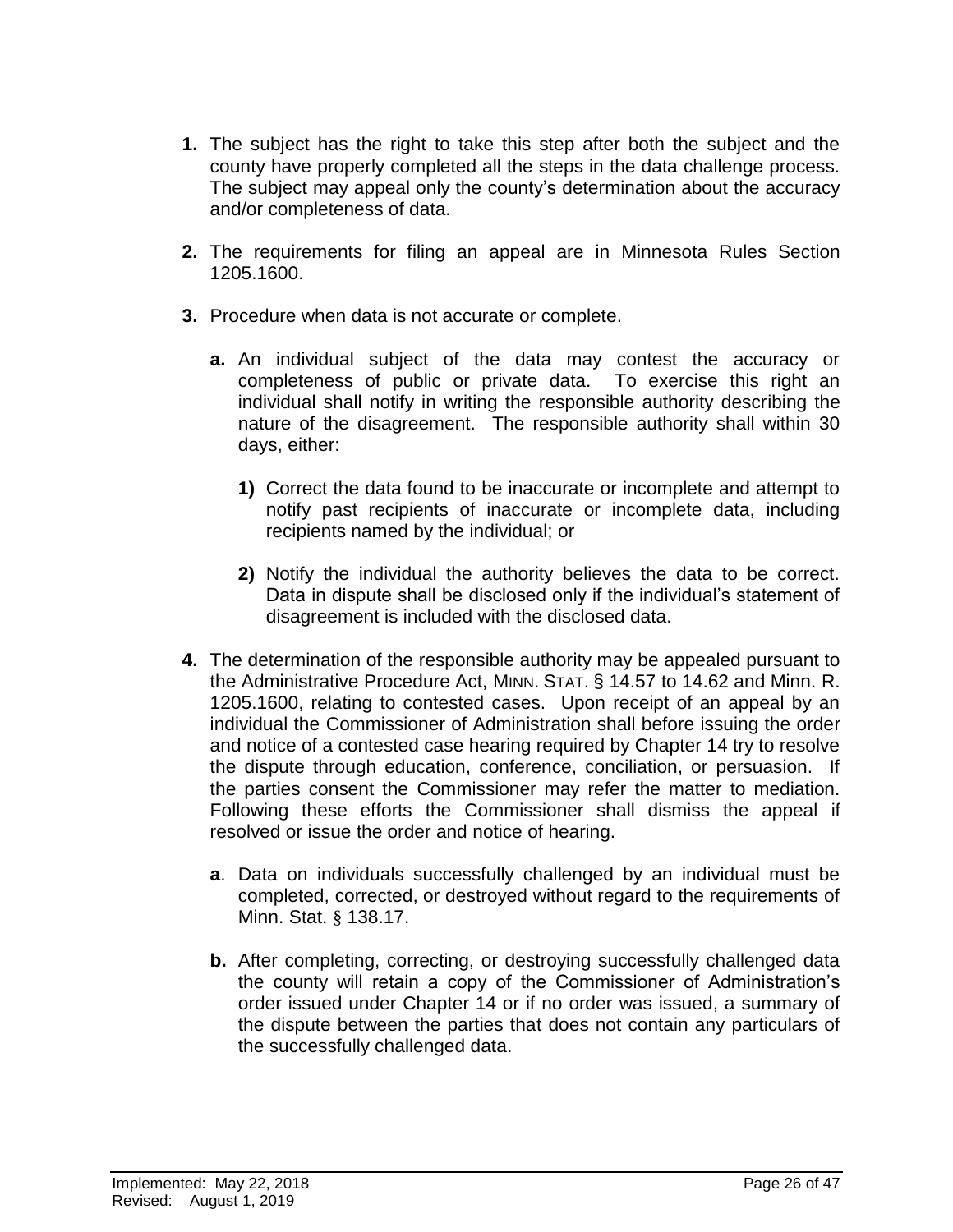**1.** The subject has the right to take this step after both the subject and the county have properly completed all the steps in the data challenge process. The subject may appeal only the county's determination about the accuracy and/or completeness of data.

**2.** The requirements for filing an appeal are in Minnesota Rules Section 1205.1600.

**3.** Procedure when data is not accurate or complete.

   **a.** An individual subject of the data may contest the accuracy or completeness of public or private data. To exercise this right an individual shall notify in writing the responsible authority describing the nature of the disagreement. The responsible authority shall within 30 days, either:

      **1)** Correct the data found to be inaccurate or incomplete and attempt to notify past recipients of inaccurate or incomplete data, including recipients named by the individual; or

      **2)** Notify the individual the authority believes the data to be correct. Data in dispute shall be disclosed only if the individual's statement of disagreement is included with the disclosed data.

**4.** The determination of the responsible authority may be appealed pursuant to the Administrative Procedure Act, MINN. STAT. § 14.57 to 14.62 and Minn. R. 1205.1600, relating to contested cases. Upon receipt of an appeal by an individual the Commissioner of Administration shall before issuing the order and notice of a contested case hearing required by Chapter 14 try to resolve the dispute through education, conference, conciliation, or persuasion. If the parties consent the Commissioner may refer the matter to mediation. Following these efforts the Commissioner shall dismiss the appeal if resolved or issue the order and notice of hearing.

   **a**. Data on individuals successfully challenged by an individual must be completed, corrected, or destroyed without regard to the requirements of Minn. Stat. § 138.17.

   **b.** After completing, correcting, or destroying successfully challenged data the county will retain a copy of the Commissioner of Administration's order issued under Chapter 14 or if no order was issued, a summary of the dispute between the parties that does not contain any particulars of the successfully challenged data.

Implemented: May 22, 2018
Revised: August 1, 2019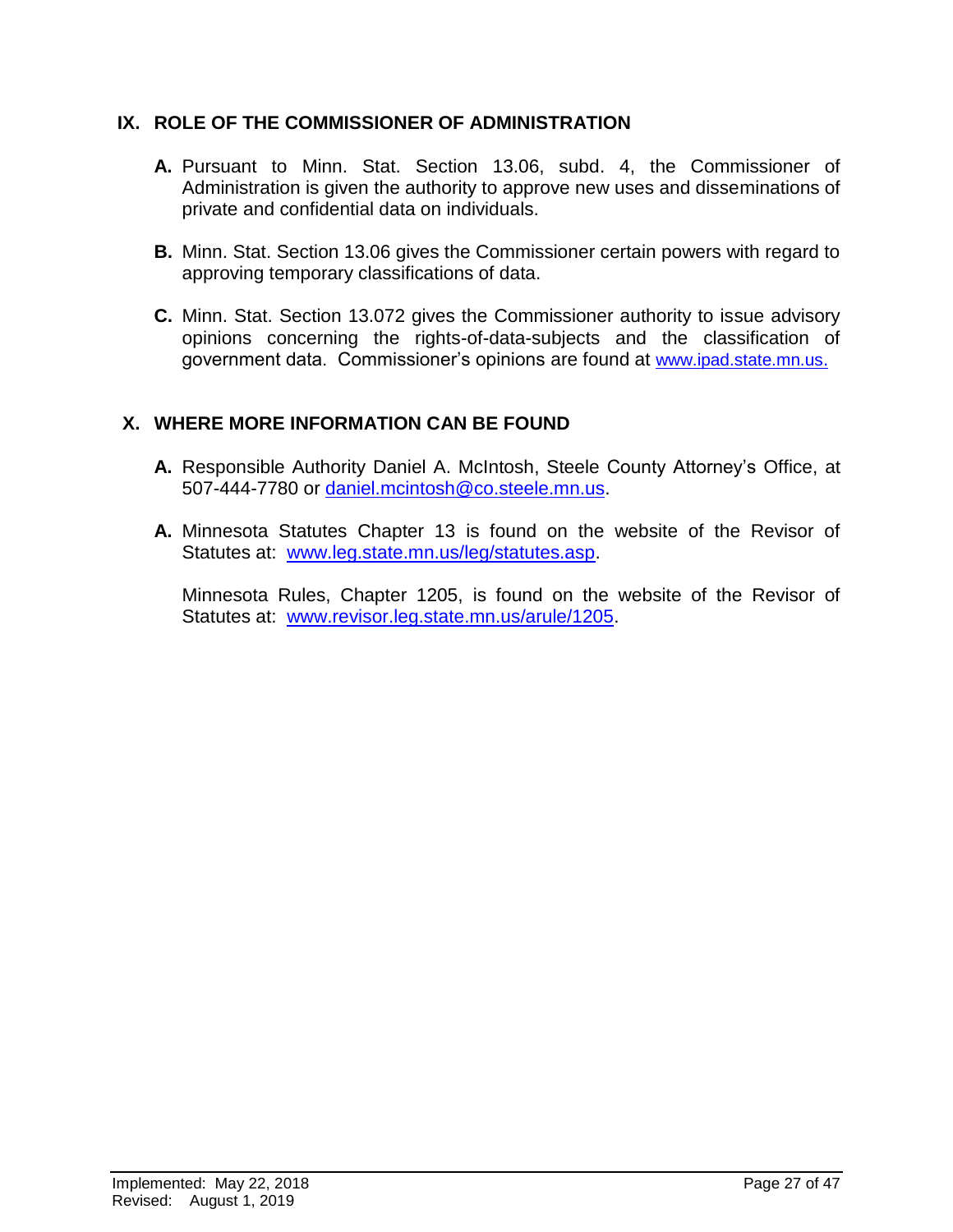## IX. ROLE OF THE COMMISSIONER OF ADMINISTRATION

**A.** Pursuant to Minn. Stat. Section 13.06, subd. 4, the Commissioner of Administration is given the authority to approve new uses and disseminations of private and confidential data on individuals.

**B.** Minn. Stat. Section 13.06 gives the Commissioner certain powers with regard to approving temporary classifications of data.

**C.** Minn. Stat. Section 13.072 gives the Commissioner authority to issue advisory opinions concerning the rights-of-data-subjects and the classification of government data. Commissioner's opinions are found at www.ipad.state.mn.us.

## X. WHERE MORE INFORMATION CAN BE FOUND

**A.** Responsible Authority Daniel A. McIntosh, Steele County Attorney's Office, at 507-444-7780 or daniel.mcintosh@co.steele.mn.us.

**A.** Minnesota Statutes Chapter 13 is found on the website of the Revisor of Statutes at: www.leg.state.mn.us/leg/statutes.asp.

Minnesota Rules, Chapter 1205, is found on the website of the Revisor of Statutes at: www.revisor.leg.state.mn.us/arule/1205.

Implemented: May 22, 2018
Revised: August 1, 2019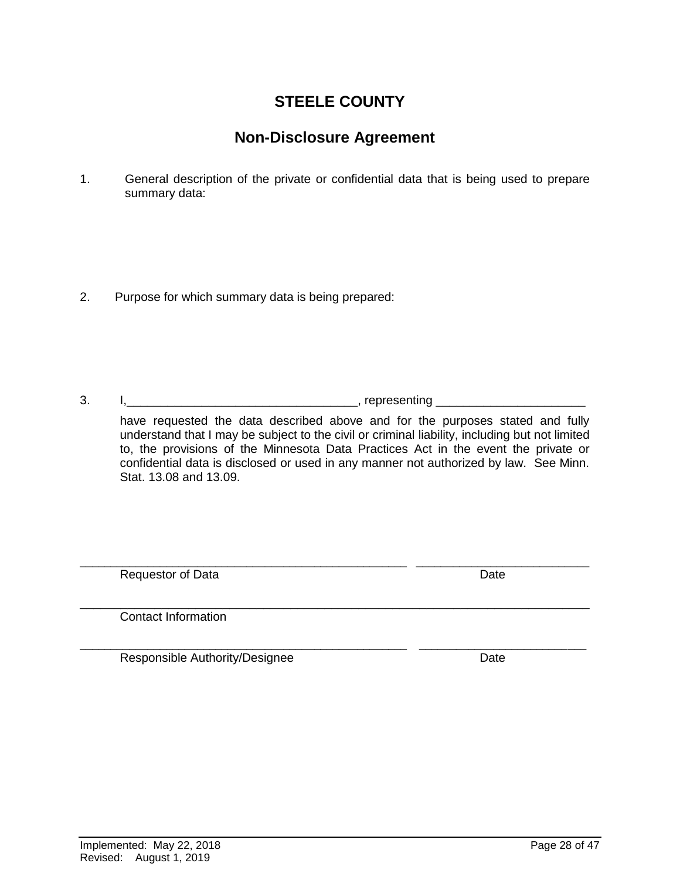# STEELE COUNTY

## Non-Disclosure Agreement

1. General description of the private or confidential data that is being used to prepare summary data:

2. Purpose for which summary data is being prepared:

3. I,_________________________________, representing _____________________ have requested the data described above and for the purposes stated and fully understand that I may be subject to the civil or criminal liability, including but not limited to, the provisions of the Minnesota Data Practices Act in the event the private or confidential data is disclosed or used in any manner not authorized by law. See Minn. Stat. 13.08 and 13.09.

_______________________________________________ ________________________
Requestor of Data Date

_______________________________________________________________________
Contact Information

_______________________________________________ ________________________
Responsible Authority/Designee Date

Implemented: May 22, 2018
Revised: August 1, 2019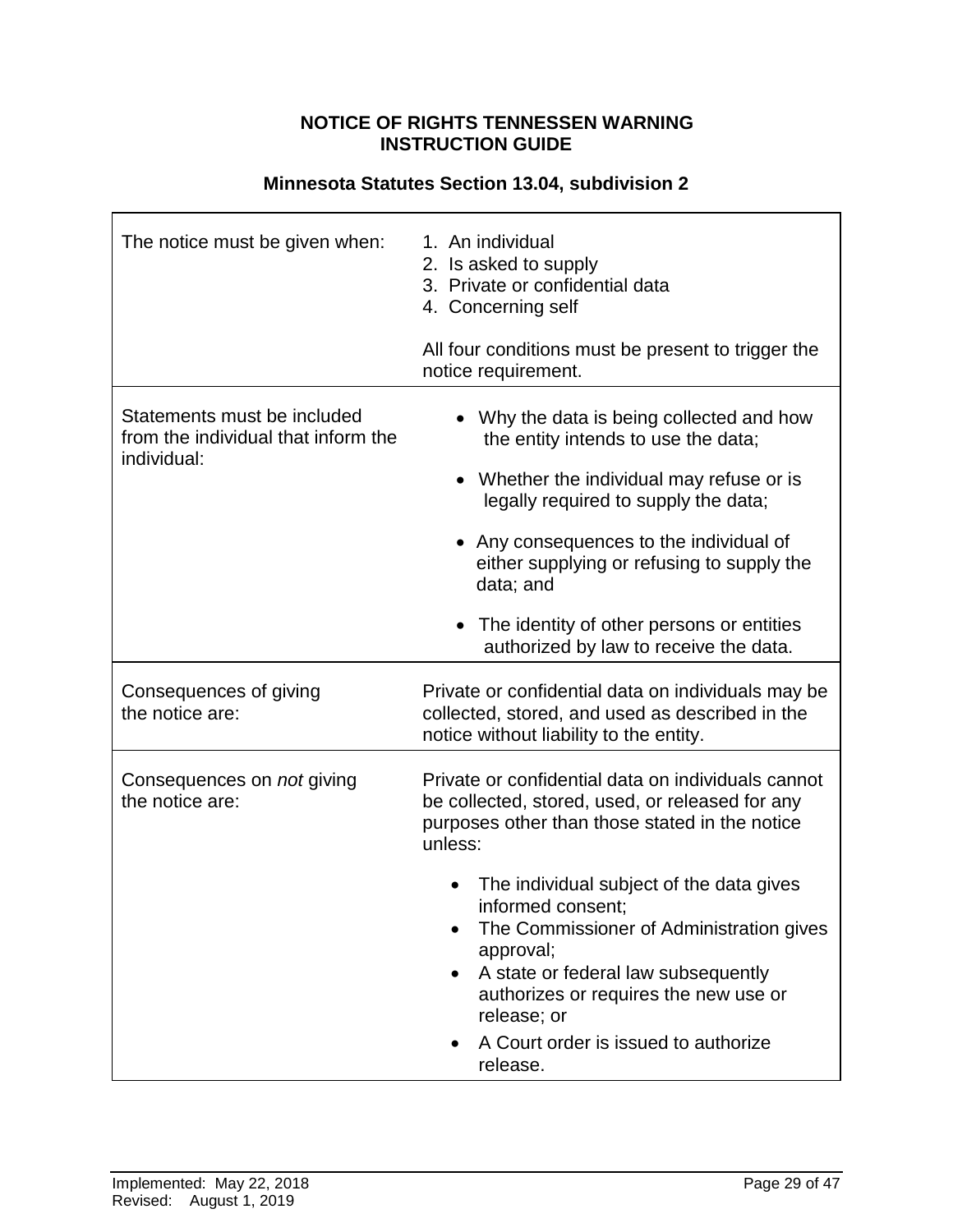**NOTICE OF RIGHTS TENNESSEN WARNING INSTRUCTION GUIDE**

**Minnesota Statutes Section 13.04, subdivision 2**

| | |
|---|---|
| The notice must be given when: | 1. An individual<br>2. Is asked to supply<br>3. Private or confidential data<br>4. Concerning self<br><br>All four conditions must be present to trigger the notice requirement. |
| Statements must be included from the individual that inform the individual: | • Why the data is being collected and how the entity intends to use the data;<br><br>• Whether the individual may refuse or is legally required to supply the data;<br><br>• Any consequences to the individual of either supplying or refusing to supply the data; and<br><br>• The identity of other persons or entities authorized by law to receive the data. |
| Consequences of giving the notice are: | Private or confidential data on individuals may be collected, stored, and used as described in the notice without liability to the entity. |
| Consequences on *not* giving the notice are: | Private or confidential data on individuals cannot be collected, stored, used, or released for any purposes other than those stated in the notice unless:<br><br>• The individual subject of the data gives informed consent;<br>• The Commissioner of Administration gives approval;<br>• A state or federal law subsequently authorizes or requires the new use or release; or<br>• A Court order is issued to authorize release. |

Implemented: May 22, 2018
Revised: August 1, 2019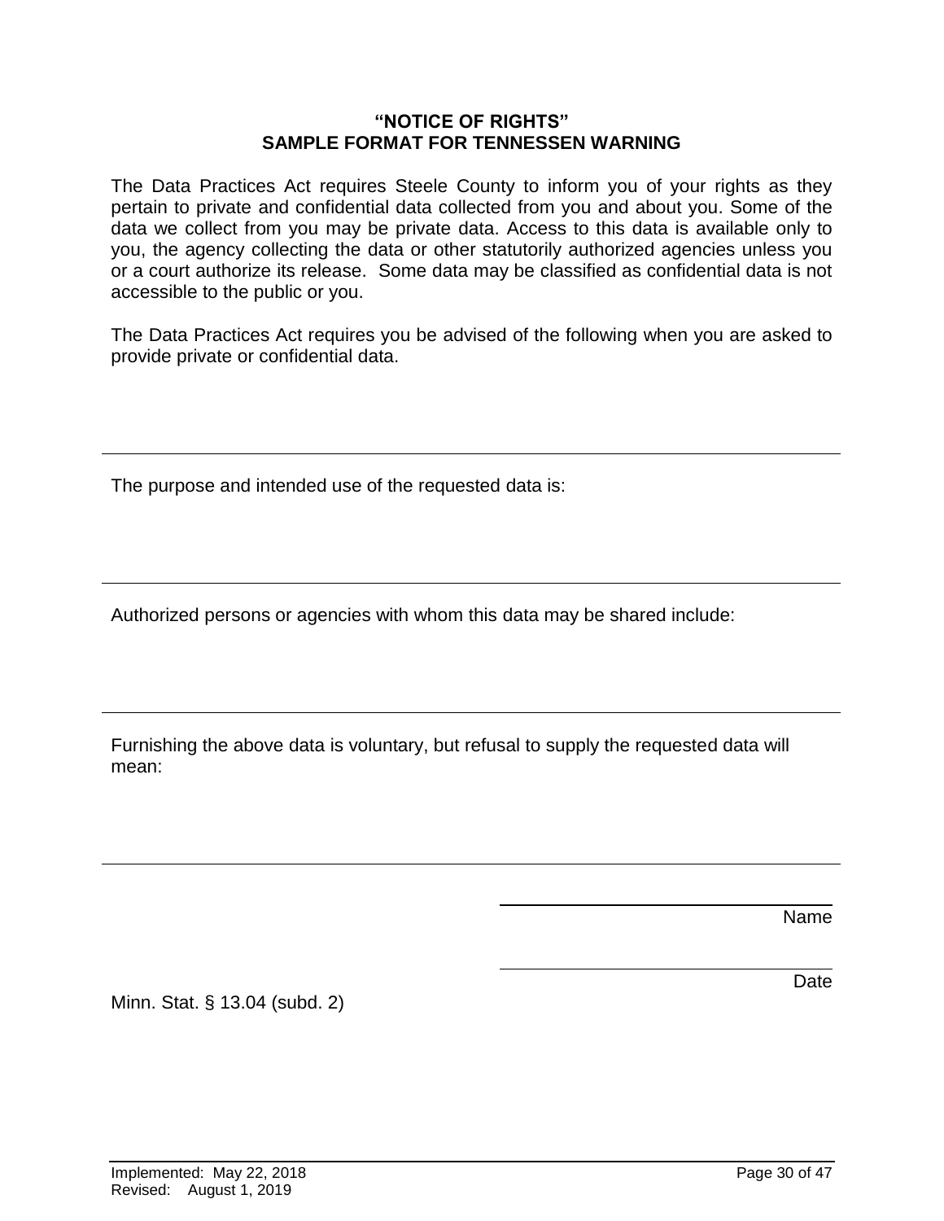# "NOTICE OF RIGHTS"
## SAMPLE FORMAT FOR TENNESSEN WARNING

The Data Practices Act requires Steele County to inform you of your rights as they pertain to private and confidential data collected from you and about you. Some of the data we collect from you may be private data. Access to this data is available only to you, the agency collecting the data or other statutorily authorized agencies unless you or a court authorize its release. Some data may be classified as confidential data is not accessible to the public or you.

The Data Practices Act requires you be advised of the following when you are asked to provide private or confidential data.

---

The purpose and intended use of the requested data is:

---

Authorized persons or agencies with whom this data may be shared include:

---

Furnishing the above data is voluntary, but refusal to supply the requested data will mean:

---

\_\_\_\_\_\_\_\_\_\_\_\_\_\_\_\_\_\_\_\_\_\_\_\_\_\_\_\_\_\_
Name

\_\_\_\_\_\_\_\_\_\_\_\_\_\_\_\_\_\_\_\_\_\_\_\_\_\_\_\_\_\_
Date

Minn. Stat. § 13.04 (subd. 2)

Implemented: May 22, 2018
Revised: August 1, 2019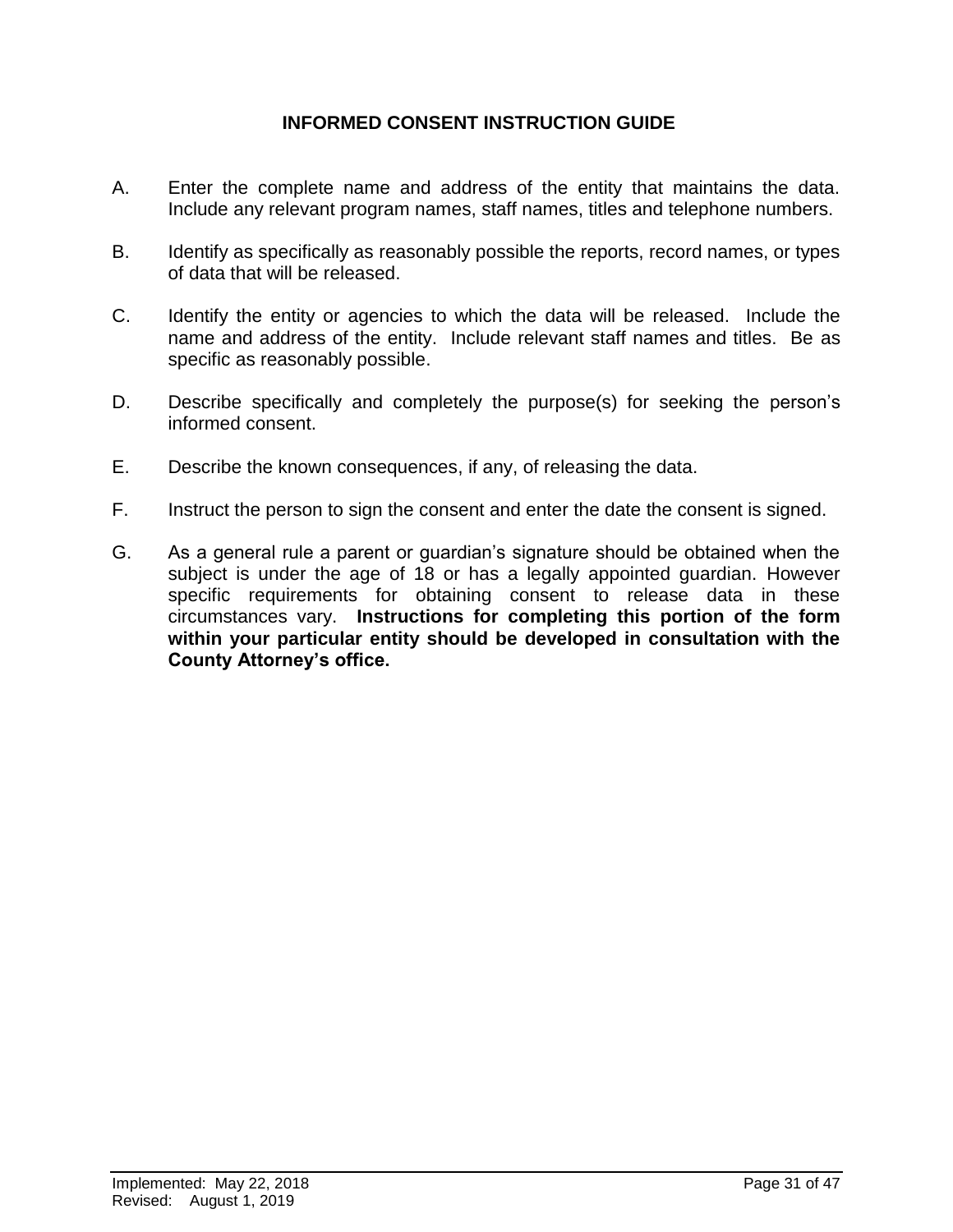## INFORMED CONSENT INSTRUCTION GUIDE

A. Enter the complete name and address of the entity that maintains the data. Include any relevant program names, staff names, titles and telephone numbers.

B. Identify as specifically as reasonably possible the reports, record names, or types of data that will be released.

C. Identify the entity or agencies to which the data will be released. Include the name and address of the entity. Include relevant staff names and titles. Be as specific as reasonably possible.

D. Describe specifically and completely the purpose(s) for seeking the person's informed consent.

E. Describe the known consequences, if any, of releasing the data.

F. Instruct the person to sign the consent and enter the date the consent is signed.

G. As a general rule a parent or guardian's signature should be obtained when the subject is under the age of 18 or has a legally appointed guardian. However specific requirements for obtaining consent to release data in these circumstances vary. **Instructions for completing this portion of the form within your particular entity should be developed in consultation with the County Attorney's office.**

Implemented: May 22, 2018
Revised: August 1, 2019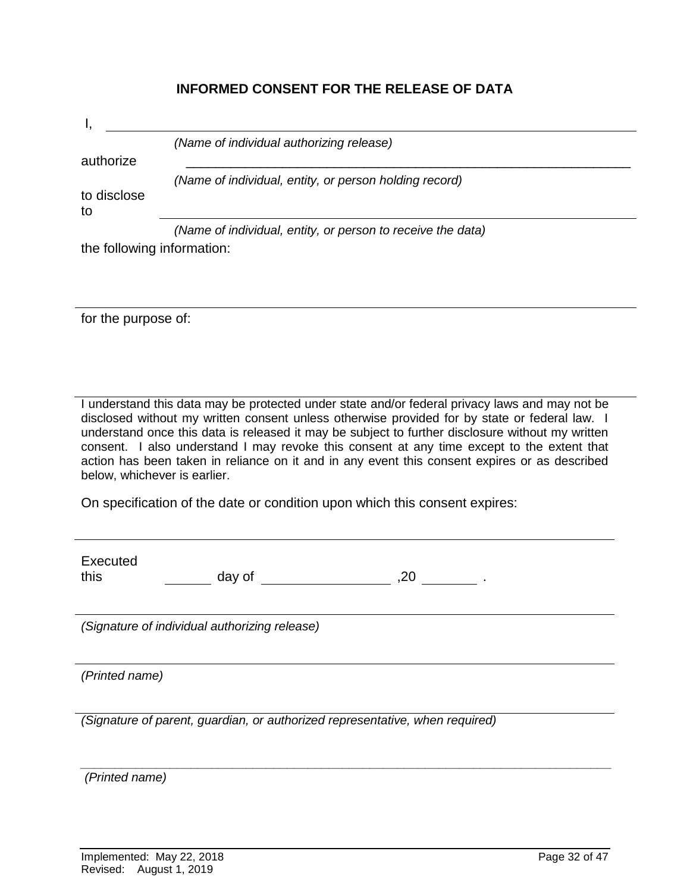## INFORMED CONSENT FOR THE RELEASE OF DATA

I, ____________________________________________________________

*(Name of individual authorizing release)*

authorize ____________________________________________________________

*(Name of individual, entity, or person holding record)*

to disclose to ____________________________________________________________

*(Name of individual, entity, or person to receive the data)*

the following information:

____________________________________________________________

for the purpose of:

____________________________________________________________

I understand this data may be protected under state and/or federal privacy laws and may not be disclosed without my written consent unless otherwise provided for by state or federal law. I understand once this data is released it may be subject to further disclosure without my written consent. I also understand I may revoke this consent at any time except to the extent that action has been taken in reliance on it and in any event this consent expires or as described below, whichever is earlier.

On specification of the date or condition upon which this consent expires:

____________________________________________________________

Executed this ________ day of ____________________ ,20 ________ .

____________________________________________________________

*(Signature of individual authorizing release)*

____________________________________________________________

*(Printed name)*

____________________________________________________________

*(Signature of parent, guardian, or authorized representative, when required)*

____________________________________________________________

*(Printed name)*

Implemented: May 22, 2018
Revised: August 1, 2019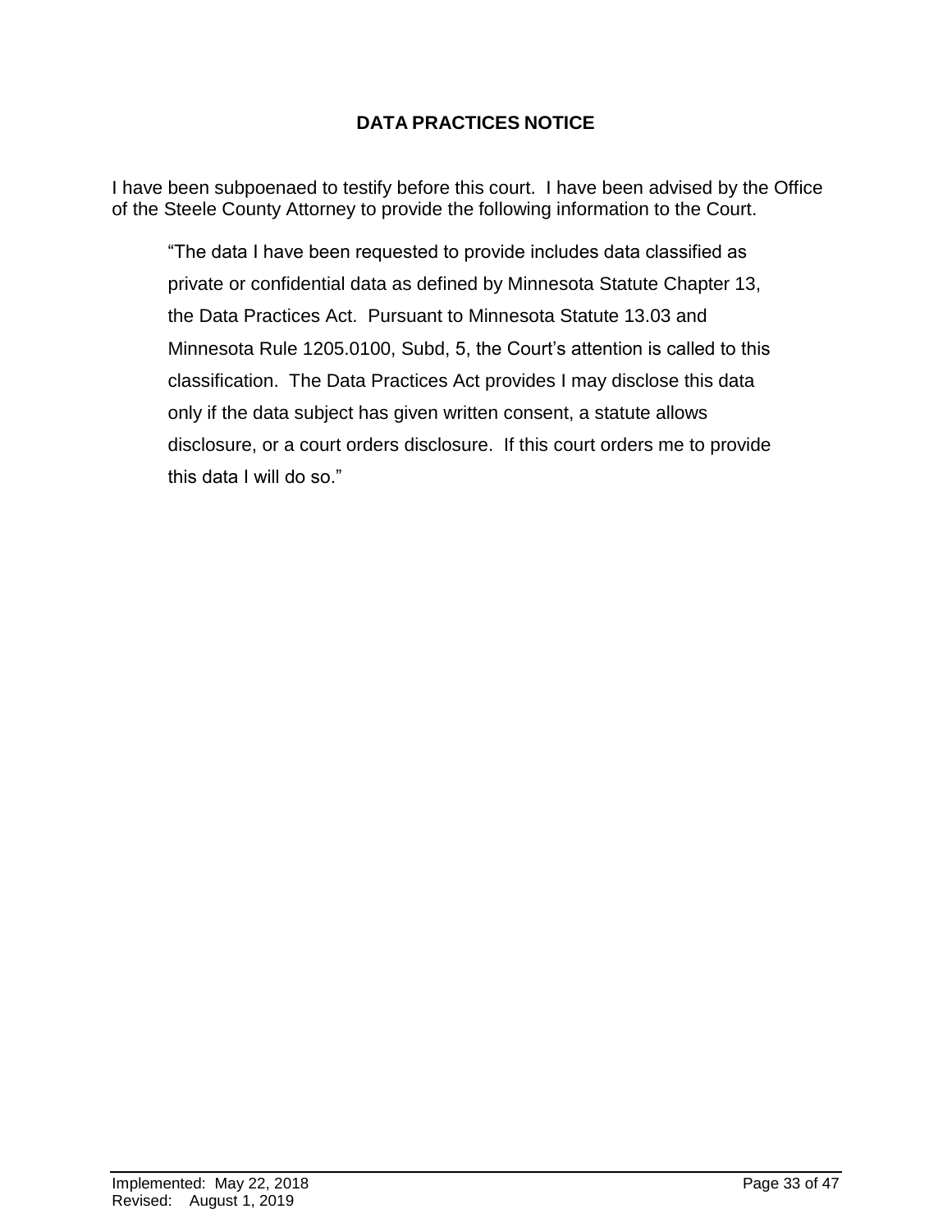## DATA PRACTICES NOTICE

I have been subpoenaed to testify before this court. I have been advised by the Office of the Steele County Attorney to provide the following information to the Court.

> "The data I have been requested to provide includes data classified as private or confidential data as defined by Minnesota Statute Chapter 13, the Data Practices Act. Pursuant to Minnesota Statute 13.03 and Minnesota Rule 1205.0100, Subd, 5, the Court's attention is called to this classification. The Data Practices Act provides I may disclose this data only if the data subject has given written consent, a statute allows disclosure, or a court orders disclosure. If this court orders me to provide this data I will do so."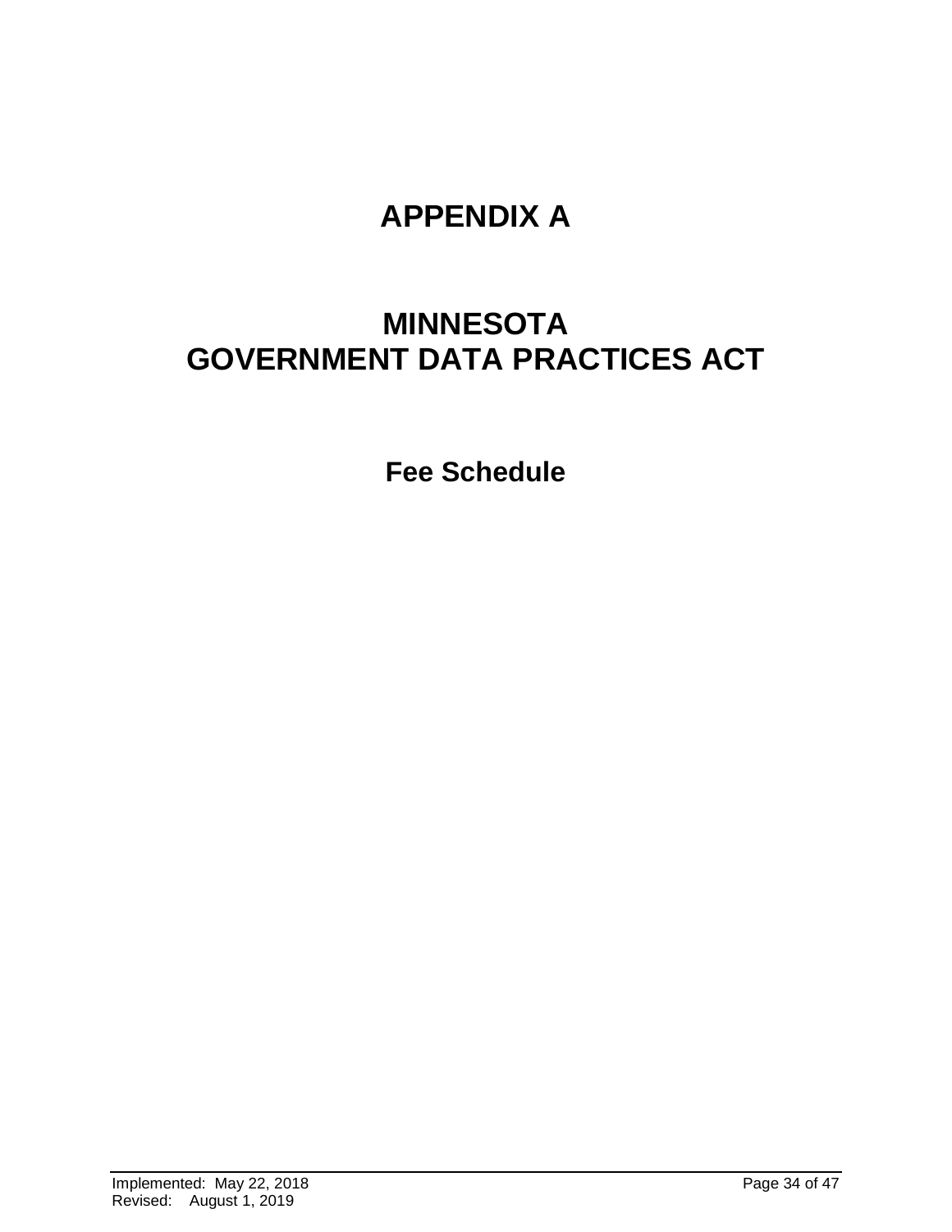# APPENDIX A

# MINNESOTA
# GOVERNMENT DATA PRACTICES ACT

## Fee Schedule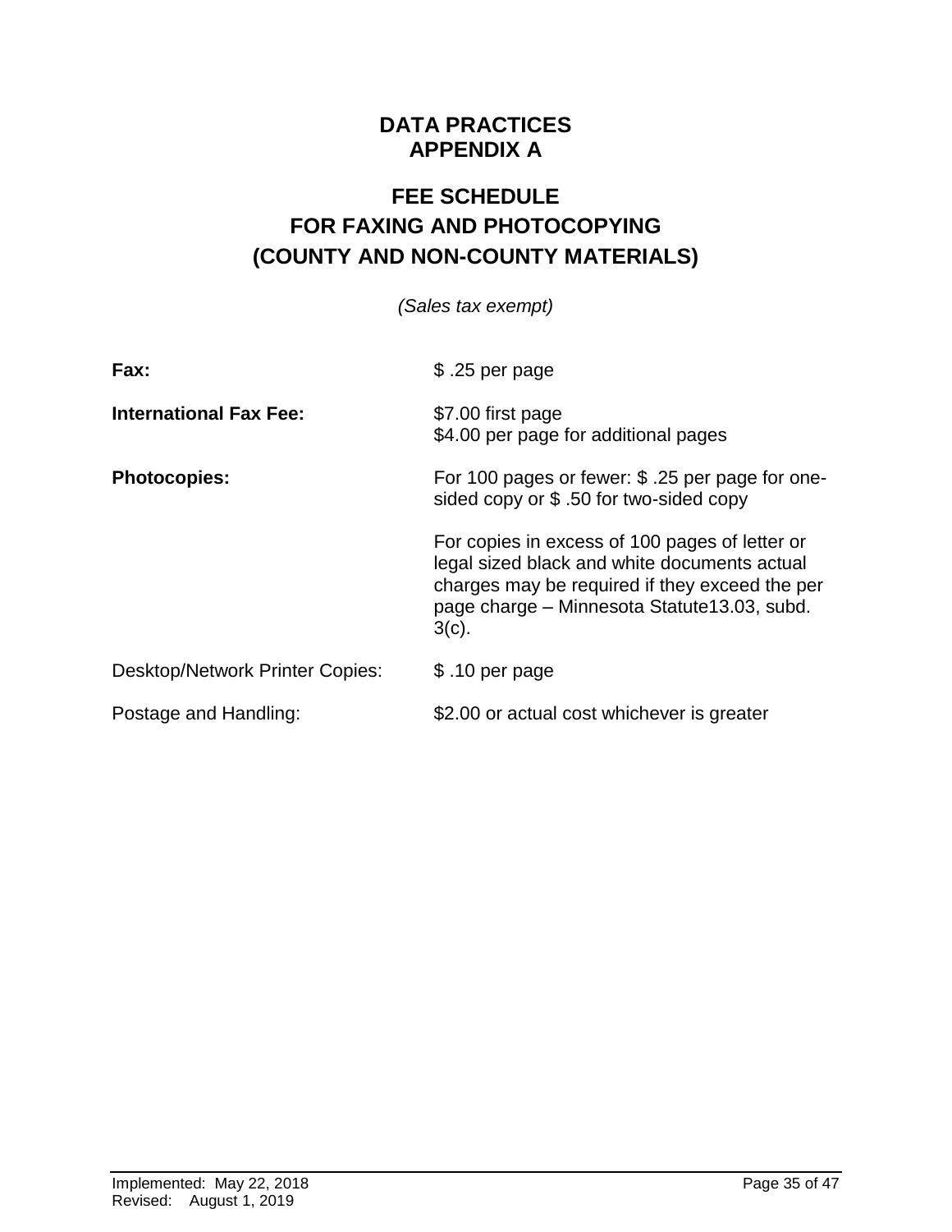# DATA PRACTICES
# APPENDIX A

## FEE SCHEDULE
## FOR FAXING AND PHOTOCOPYING
## (COUNTY AND NON-COUNTY MATERIALS)

*(Sales tax exempt)*

| | |
|---|---|
| **Fax:** | $ .25 per page |
| **International Fax Fee:** | $7.00 first page<br>$4.00 per page for additional pages |
| **Photocopies:** | For 100 pages or fewer: $ .25 per page for one-sided copy or $ .50 for two-sided copy<br><br>For copies in excess of 100 pages of letter or legal sized black and white documents actual charges may be required if they exceed the per page charge – Minnesota Statute13.03, subd. 3(c). |
| Desktop/Network Printer Copies: | $ .10 per page |
| Postage and Handling: | $2.00 or actual cost whichever is greater |

Implemented: May 22, 2018
Revised: August 1, 2019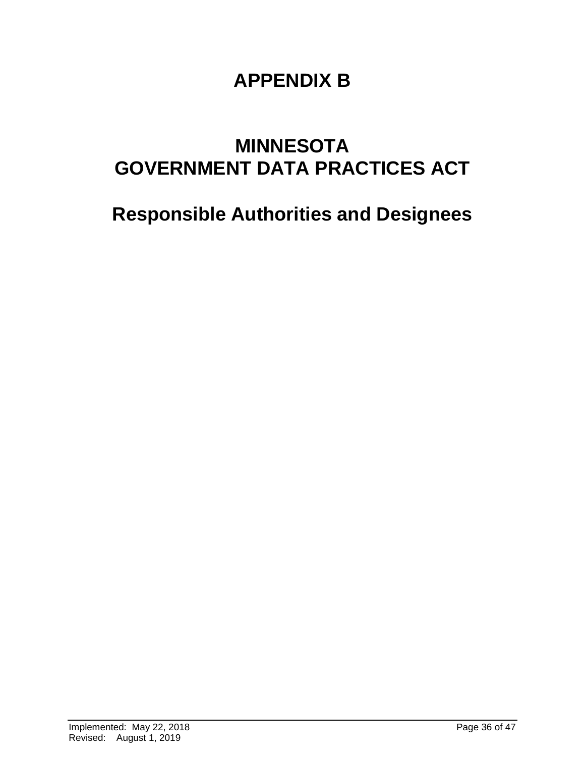# APPENDIX B

# MINNESOTA
# GOVERNMENT DATA PRACTICES ACT

## Responsible Authorities and Designees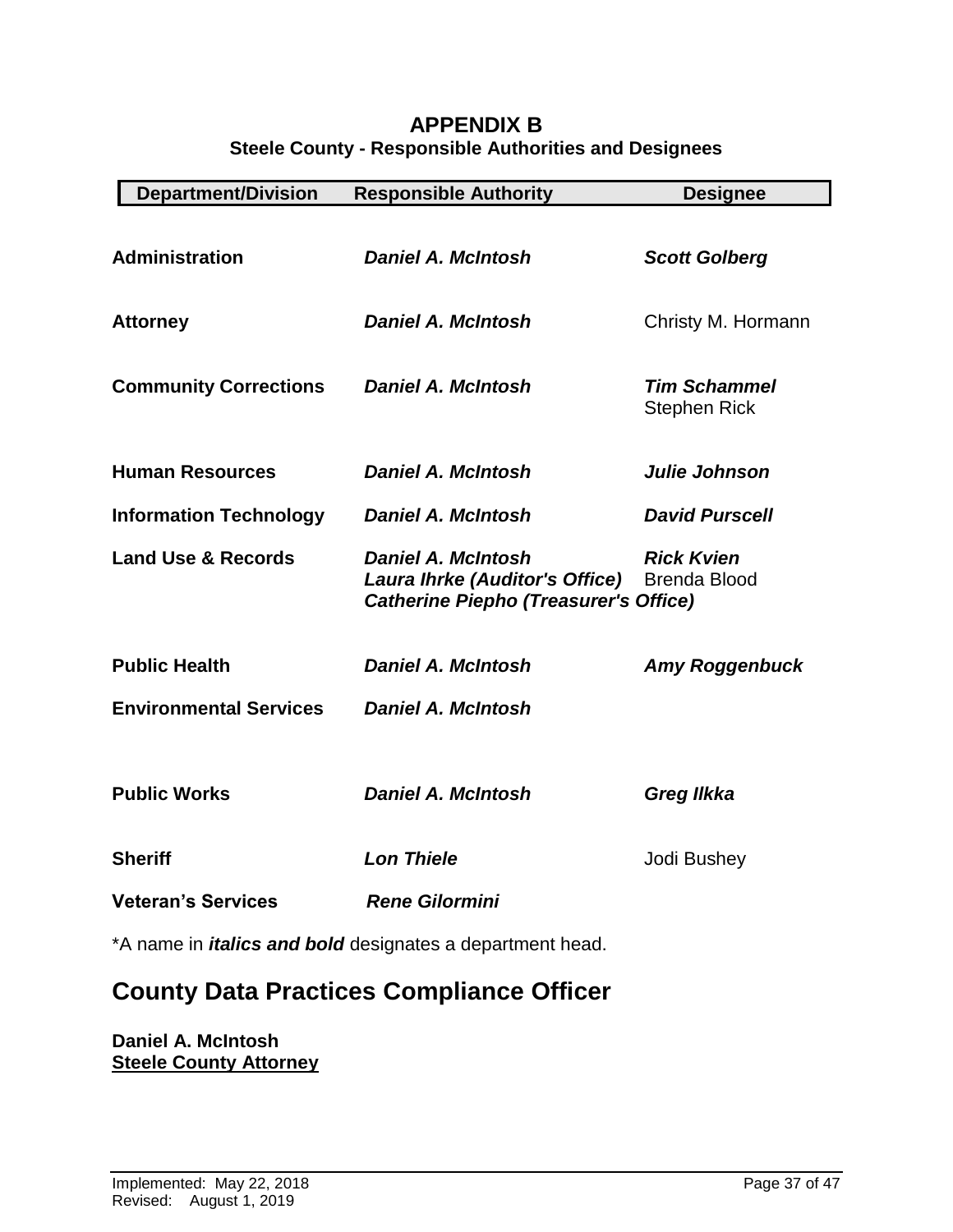# APPENDIX B

## Steele County - Responsible Authorities and Designees

| Department/Division | Responsible Authority | Designee |
|---|---|---|
| **Administration** | ***Daniel A. McIntosh*** | ***Scott Golberg*** |
| **Attorney** | ***Daniel A. McIntosh*** | Christy M. Hormann |
| **Community Corrections** | ***Daniel A. McIntosh*** | ***Tim Schammel***<br>Stephen Rick |
| **Human Resources** | ***Daniel A. McIntosh*** | ***Julie Johnson*** |
| **Information Technology** | ***Daniel A. McIntosh*** | ***David Purscell*** |
| **Land Use & Records** | ***Daniel A. McIntosh***<br>***Laura Ihrke (Auditor's Office)***<br>***Catherine Piepho (Treasurer's Office)*** | ***Rick Kvien***<br>Brenda Blood |
| **Public Health** | ***Daniel A. McIntosh*** | ***Amy Roggenbuck*** |
| **Environmental Services** | ***Daniel A. McIntosh*** | |
| **Public Works** | ***Daniel A. McIntosh*** | ***Greg Ilkka*** |
| **Sheriff** | ***Lon Thiele*** | Jodi Bushey |
| **Veteran's Services** | ***Rene Gilormini*** | |

*A name in ***italics and bold*** designates a department head.

## County Data Practices Compliance Officer

**Daniel A. McIntosh**
**<u>Steele County Attorney</u>**

Implemented: May 22, 2018
Revised: August 1, 2019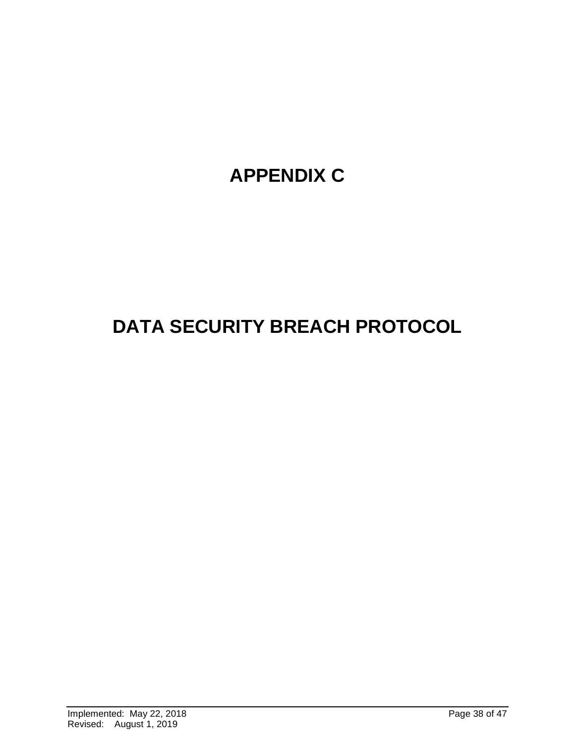# APPENDIX C

# DATA SECURITY BREACH PROTOCOL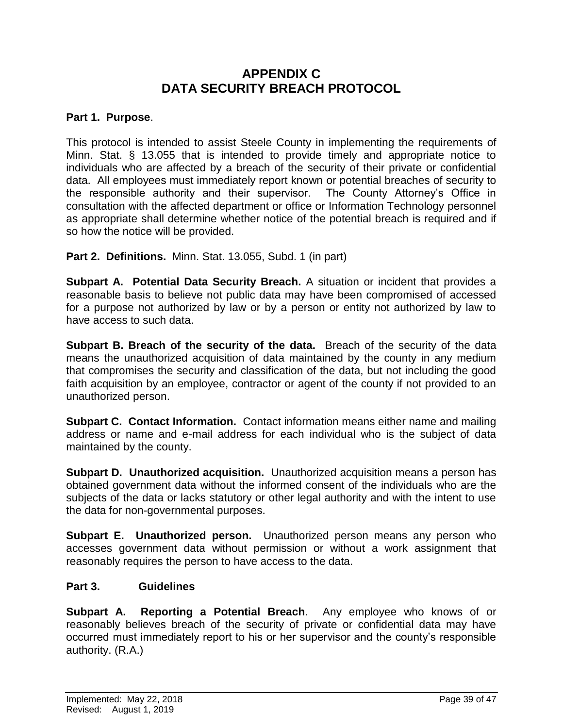# APPENDIX C
# DATA SECURITY BREACH PROTOCOL

**Part 1. Purpose**.

This protocol is intended to assist Steele County in implementing the requirements of Minn. Stat. § 13.055 that is intended to provide timely and appropriate notice to individuals who are affected by a breach of the security of their private or confidential data. All employees must immediately report known or potential breaches of security to the responsible authority and their supervisor. The County Attorney's Office in consultation with the affected department or office or Information Technology personnel as appropriate shall determine whether notice of the potential breach is required and if so how the notice will be provided.

**Part 2. Definitions.** Minn. Stat. 13.055, Subd. 1 (in part)

**Subpart A. Potential Data Security Breach.** A situation or incident that provides a reasonable basis to believe not public data may have been compromised of accessed for a purpose not authorized by law or by a person or entity not authorized by law to have access to such data.

**Subpart B. Breach of the security of the data.** Breach of the security of the data means the unauthorized acquisition of data maintained by the county in any medium that compromises the security and classification of the data, but not including the good faith acquisition by an employee, contractor or agent of the county if not provided to an unauthorized person.

**Subpart C. Contact Information.** Contact information means either name and mailing address or name and e-mail address for each individual who is the subject of data maintained by the county.

**Subpart D. Unauthorized acquisition.** Unauthorized acquisition means a person has obtained government data without the informed consent of the individuals who are the subjects of the data or lacks statutory or other legal authority and with the intent to use the data for non-governmental purposes.

**Subpart E. Unauthorized person.** Unauthorized person means any person who accesses government data without permission or without a work assignment that reasonably requires the person to have access to the data.

**Part 3. Guidelines**

**Subpart A. Reporting a Potential Breach**. Any employee who knows of or reasonably believes breach of the security of private or confidential data may have occurred must immediately report to his or her supervisor and the county's responsible authority. (R.A.)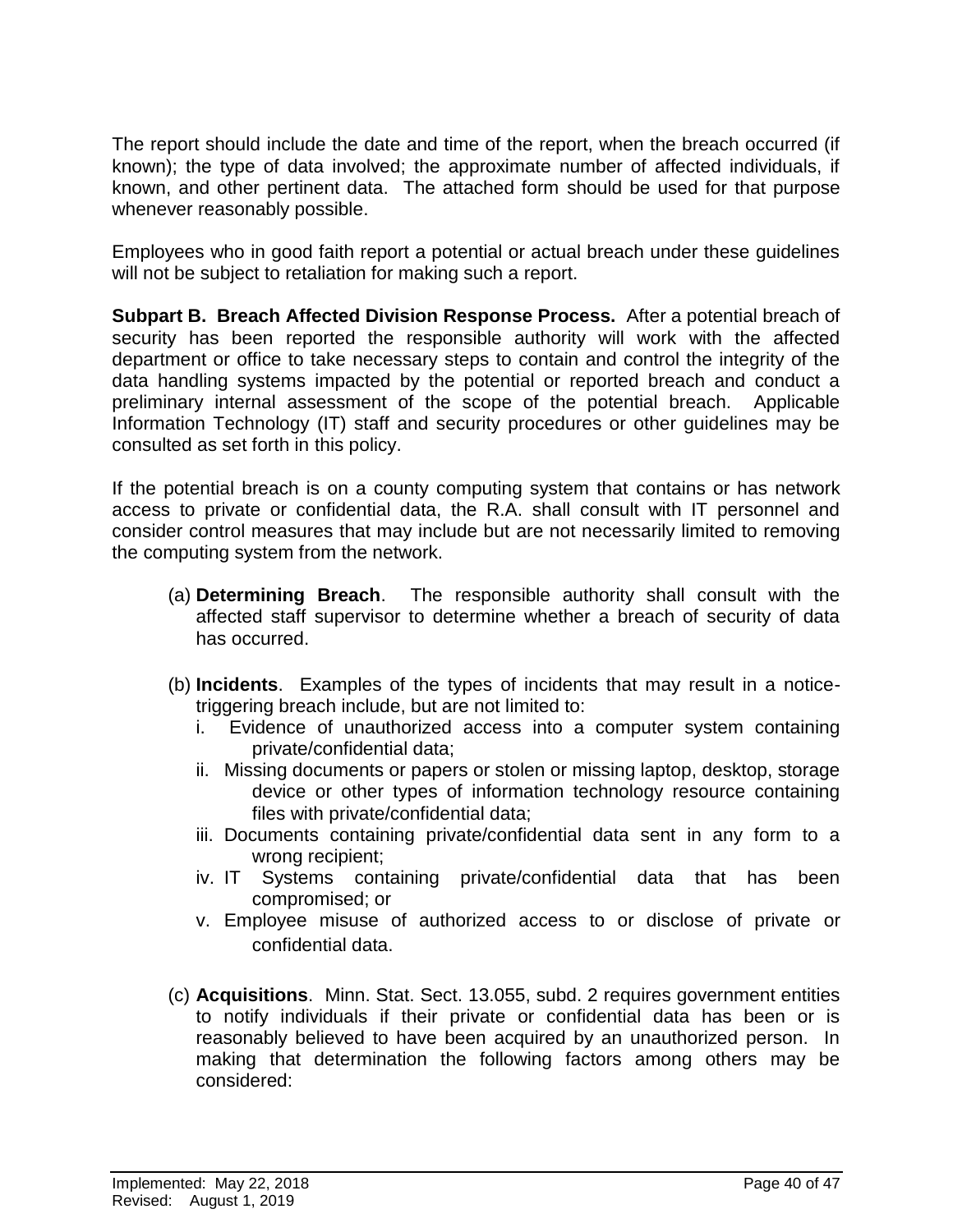The report should include the date and time of the report, when the breach occurred (if known); the type of data involved; the approximate number of affected individuals, if known, and other pertinent data. The attached form should be used for that purpose whenever reasonably possible.

Employees who in good faith report a potential or actual breach under these guidelines will not be subject to retaliation for making such a report.

**Subpart B. Breach Affected Division Response Process.** After a potential breach of security has been reported the responsible authority will work with the affected department or office to take necessary steps to contain and control the integrity of the data handling systems impacted by the potential or reported breach and conduct a preliminary internal assessment of the scope of the potential breach. Applicable Information Technology (IT) staff and security procedures or other guidelines may be consulted as set forth in this policy.

If the potential breach is on a county computing system that contains or has network access to private or confidential data, the R.A. shall consult with IT personnel and consider control measures that may include but are not necessarily limited to removing the computing system from the network.

(a) **Determining Breach**. The responsible authority shall consult with the affected staff supervisor to determine whether a breach of security of data has occurred.

(b) **Incidents**. Examples of the types of incidents that may result in a notice-triggering breach include, but are not limited to:
   i. Evidence of unauthorized access into a computer system containing private/confidential data;
   ii. Missing documents or papers or stolen or missing laptop, desktop, storage device or other types of information technology resource containing files with private/confidential data;
   iii. Documents containing private/confidential data sent in any form to a wrong recipient;
   iv. IT Systems containing private/confidential data that has been compromised; or
   v. Employee misuse of authorized access to or disclose of private or confidential data.

(c) **Acquisitions**. Minn. Stat. Sect. 13.055, subd. 2 requires government entities to notify individuals if their private or confidential data has been or is reasonably believed to have been acquired by an unauthorized person. In making that determination the following factors among others may be considered: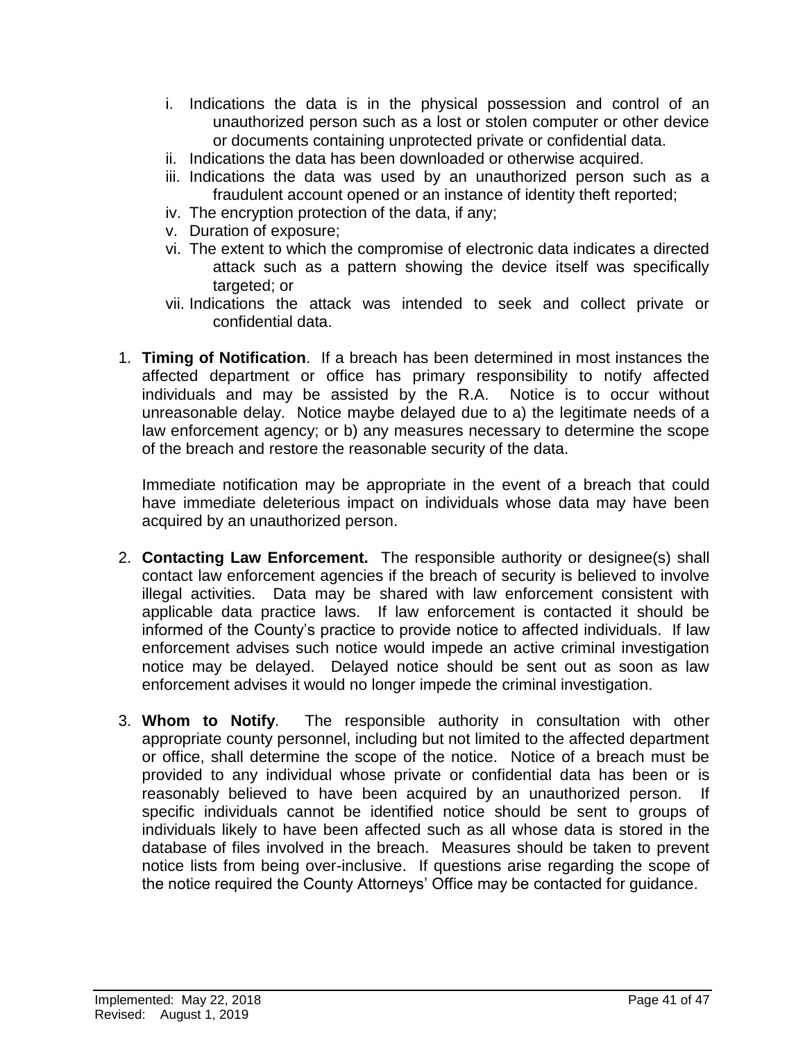i. Indications the data is in the physical possession and control of an unauthorized person such as a lost or stolen computer or other device or documents containing unprotected private or confidential data.
ii. Indications the data has been downloaded or otherwise acquired.
iii. Indications the data was used by an unauthorized person such as a fraudulent account opened or an instance of identity theft reported;
iv. The encryption protection of the data, if any;
v. Duration of exposure;
vi. The extent to which the compromise of electronic data indicates a directed attack such as a pattern showing the device itself was specifically targeted; or
vii. Indications the attack was intended to seek and collect private or confidential data.

1. **Timing of Notification**. If a breach has been determined in most instances the affected department or office has primary responsibility to notify affected individuals and may be assisted by the R.A. Notice is to occur without unreasonable delay. Notice maybe delayed due to a) the legitimate needs of a law enforcement agency; or b) any measures necessary to determine the scope of the breach and restore the reasonable security of the data.

   Immediate notification may be appropriate in the event of a breach that could have immediate deleterious impact on individuals whose data may have been acquired by an unauthorized person.

2. **Contacting Law Enforcement.** The responsible authority or designee(s) shall contact law enforcement agencies if the breach of security is believed to involve illegal activities. Data may be shared with law enforcement consistent with applicable data practice laws. If law enforcement is contacted it should be informed of the County's practice to provide notice to affected individuals. If law enforcement advises such notice would impede an active criminal investigation notice may be delayed. Delayed notice should be sent out as soon as law enforcement advises it would no longer impede the criminal investigation.

3. **Whom to Notify**. The responsible authority in consultation with other appropriate county personnel, including but not limited to the affected department or office, shall determine the scope of the notice. Notice of a breach must be provided to any individual whose private or confidential data has been or is reasonably believed to have been acquired by an unauthorized person. If specific individuals cannot be identified notice should be sent to groups of individuals likely to have been affected such as all whose data is stored in the database of files involved in the breach. Measures should be taken to prevent notice lists from being over-inclusive. If questions arise regarding the scope of the notice required the County Attorneys' Office may be contacted for guidance.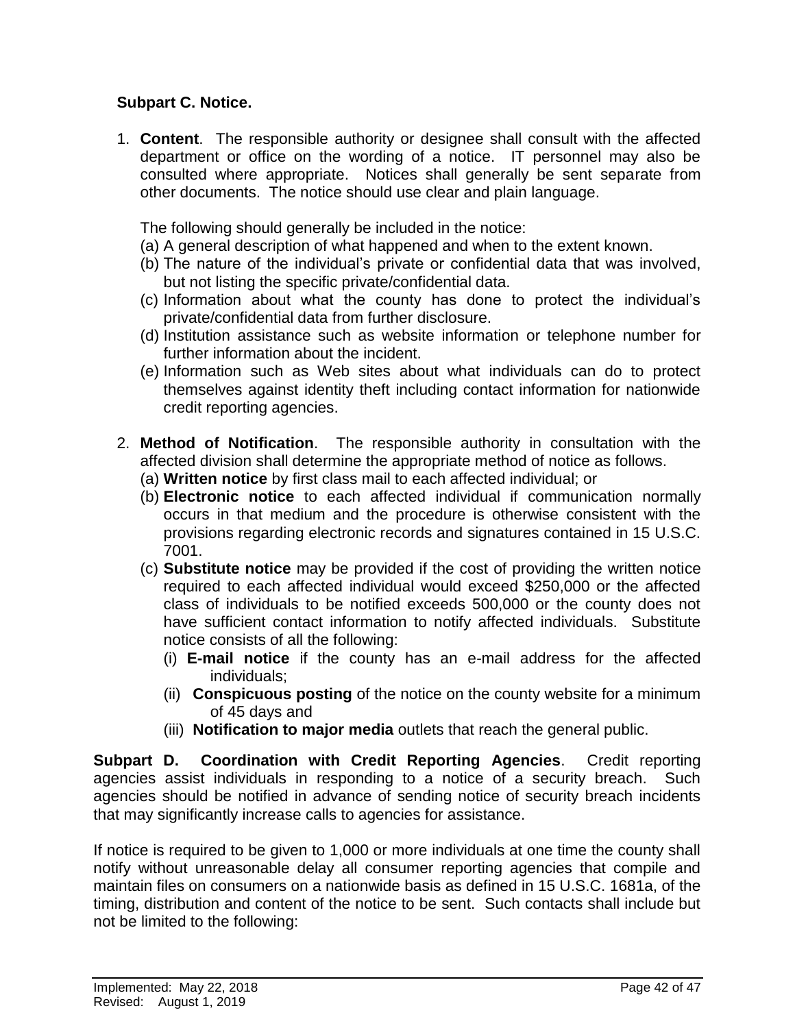**Subpart C. Notice.**

1. **Content**. The responsible authority or designee shall consult with the affected department or office on the wording of a notice. IT personnel may also be consulted where appropriate. Notices shall generally be sent separate from other documents. The notice should use clear and plain language.

   The following should generally be included in the notice:
   (a) A general description of what happened and when to the extent known.
   (b) The nature of the individual's private or confidential data that was involved, but not listing the specific private/confidential data.
   (c) Information about what the county has done to protect the individual's private/confidential data from further disclosure.
   (d) Institution assistance such as website information or telephone number for further information about the incident.
   (e) Information such as Web sites about what individuals can do to protect themselves against identity theft including contact information for nationwide credit reporting agencies.

2. **Method of Notification**. The responsible authority in consultation with the affected division shall determine the appropriate method of notice as follows.
   (a) **Written notice** by first class mail to each affected individual; or
   (b) **Electronic notice** to each affected individual if communication normally occurs in that medium and the procedure is otherwise consistent with the provisions regarding electronic records and signatures contained in 15 U.S.C. 7001.
   (c) **Substitute notice** may be provided if the cost of providing the written notice required to each affected individual would exceed $250,000 or the affected class of individuals to be notified exceeds 500,000 or the county does not have sufficient contact information to notify affected individuals. Substitute notice consists of all the following:
      (i) **E-mail notice** if the county has an e-mail address for the affected individuals;
      (ii) **Conspicuous posting** of the notice on the county website for a minimum of 45 days and
      (iii) **Notification to major media** outlets that reach the general public.

**Subpart D. Coordination with Credit Reporting Agencies**. Credit reporting agencies assist individuals in responding to a notice of a security breach. Such agencies should be notified in advance of sending notice of security breach incidents that may significantly increase calls to agencies for assistance.

If notice is required to be given to 1,000 or more individuals at one time the county shall notify without unreasonable delay all consumer reporting agencies that compile and maintain files on consumers on a nationwide basis as defined in 15 U.S.C. 1681a, of the timing, distribution and content of the notice to be sent. Such contacts shall include but not be limited to the following: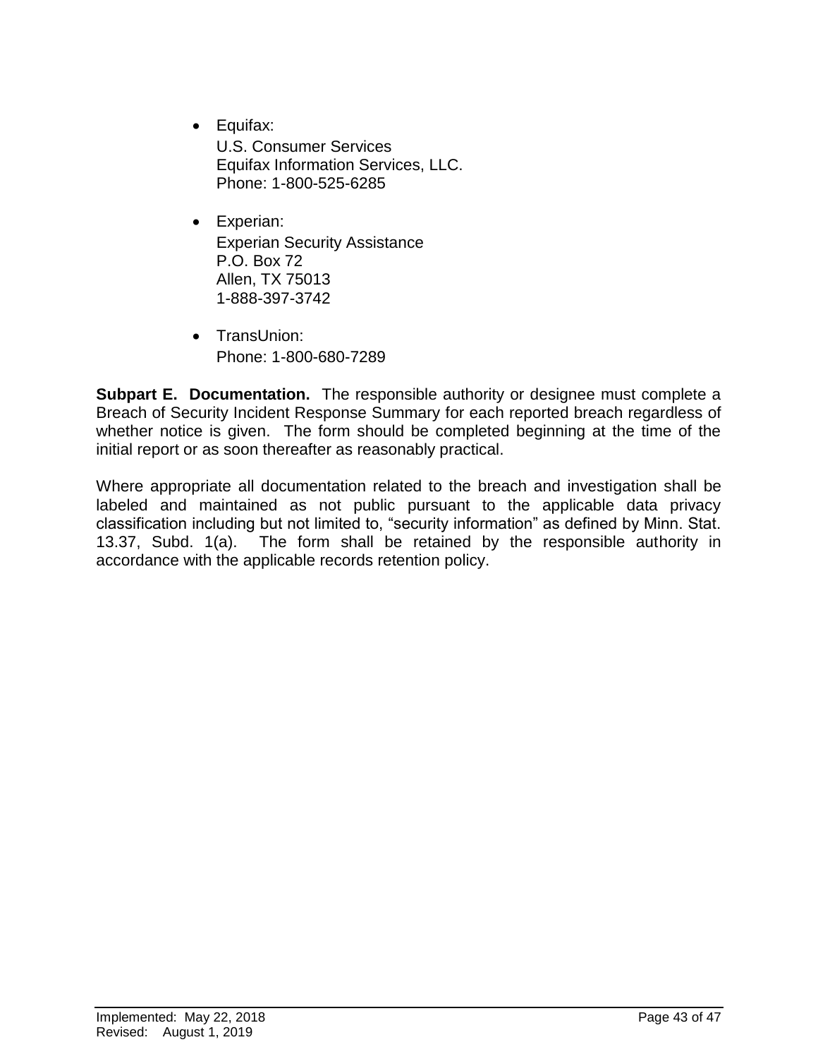- Equifax:
  U.S. Consumer Services
  Equifax Information Services, LLC.
  Phone: 1-800-525-6285

- Experian:
  Experian Security Assistance
  P.O. Box 72
  Allen, TX 75013
  1-888-397-3742

- TransUnion:
  Phone: 1-800-680-7289

**Subpart E. Documentation.** The responsible authority or designee must complete a Breach of Security Incident Response Summary for each reported breach regardless of whether notice is given. The form should be completed beginning at the time of the initial report or as soon thereafter as reasonably practical.

Where appropriate all documentation related to the breach and investigation shall be labeled and maintained as not public pursuant to the applicable data privacy classification including but not limited to, "security information" as defined by Minn. Stat. 13.37, Subd. 1(a). The form shall be retained by the responsible authority in accordance with the applicable records retention policy.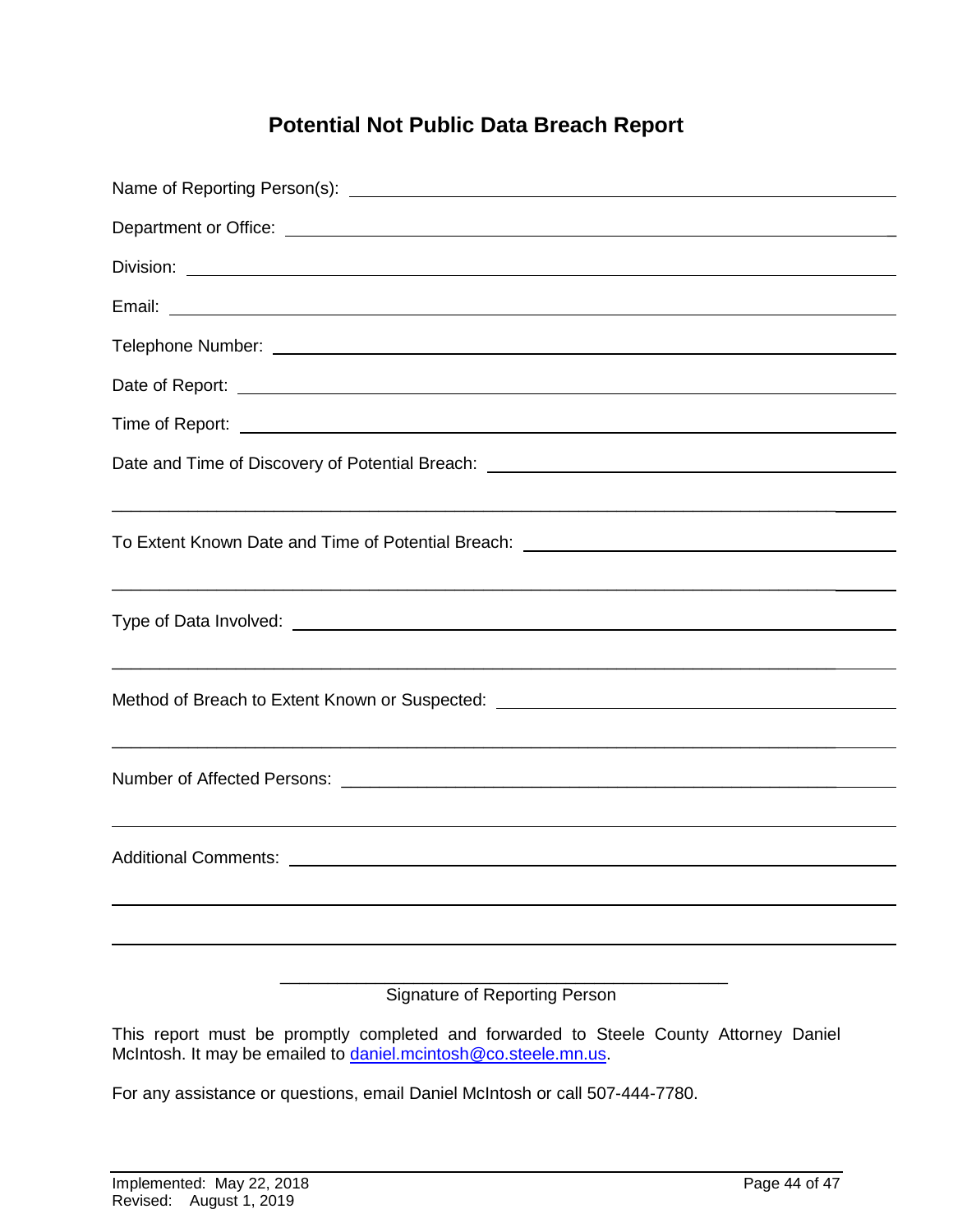# Potential Not Public Data Breach Report

Name of Reporting Person(s): ______________________________________________

Department or Office: ______________________________________________

Division: ______________________________________________

Email: ______________________________________________

Telephone Number: ______________________________________________

Date of Report: ______________________________________________

Time of Report: ______________________________________________

Date and Time of Discovery of Potential Breach: ______________________________________________

______________________________________________

To Extent Known Date and Time of Potential Breach: ______________________________________________

______________________________________________

Type of Data Involved: ______________________________________________

______________________________________________

Method of Breach to Extent Known or Suspected: ______________________________________________

______________________________________________

Number of Affected Persons: ______________________________________________

______________________________________________

Additional Comments: ______________________________________________

______________________________________________

______________________________________________

______________________________________________
Signature of Reporting Person

This report must be promptly completed and forwarded to Steele County Attorney Daniel McIntosh. It may be emailed to [daniel.mcintosh@co.steele.mn.us](mailto:daniel.mcintosh@co.steele.mn.us).

For any assistance or questions, email Daniel McIntosh or call 507-444-7780.

Implemented: May 22, 2018
Revised: August 1, 2019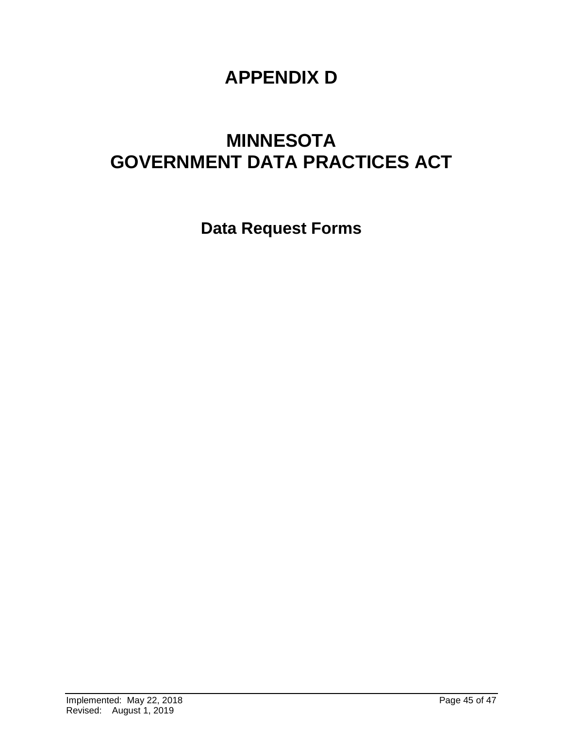# APPENDIX D

# MINNESOTA GOVERNMENT DATA PRACTICES ACT

## Data Request Forms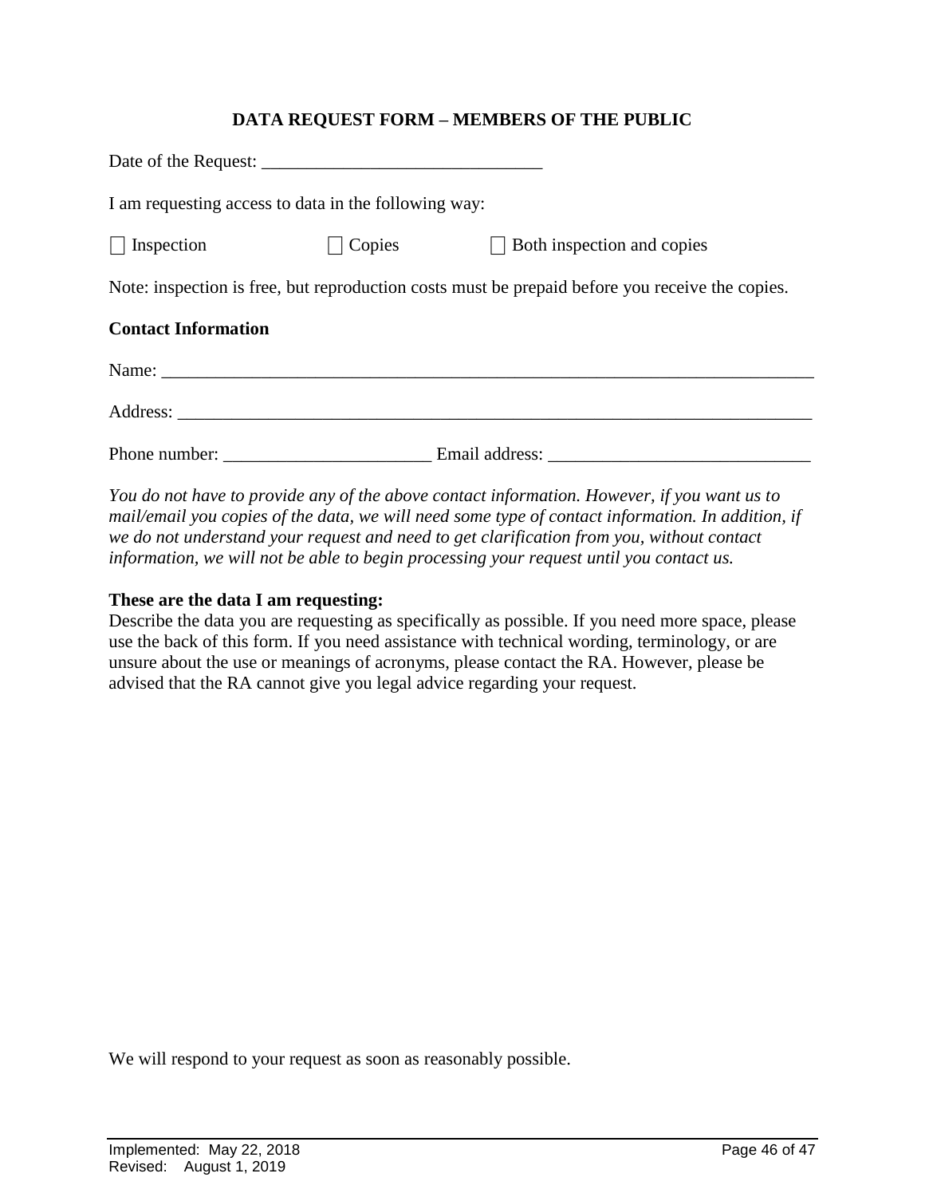## DATA REQUEST FORM – MEMBERS OF THE PUBLIC

Date of the Request: _______________________________

I am requesting access to data in the following way:

☐ Inspection ☐ Copies ☐ Both inspection and copies

Note: inspection is free, but reproduction costs must be prepaid before you receive the copies.

**Contact Information**

Name: ___________________________________________________________________________

Address: _________________________________________________________________________

Phone number: _______________________ Email address: _____________________________

*You do not have to provide any of the above contact information. However, if you want us to mail/email you copies of the data, we will need some type of contact information. In addition, if we do not understand your request and need to get clarification from you, without contact information, we will not be able to begin processing your request until you contact us.*

**These are the data I am requesting:**
Describe the data you are requesting as specifically as possible. If you need more space, please use the back of this form. If you need assistance with technical wording, terminology, or are unsure about the use or meanings of acronyms, please contact the RA. However, please be advised that the RA cannot give you legal advice regarding your request.

We will respond to your request as soon as reasonably possible.

Implemented: May 22, 2018
Revised: August 1, 2019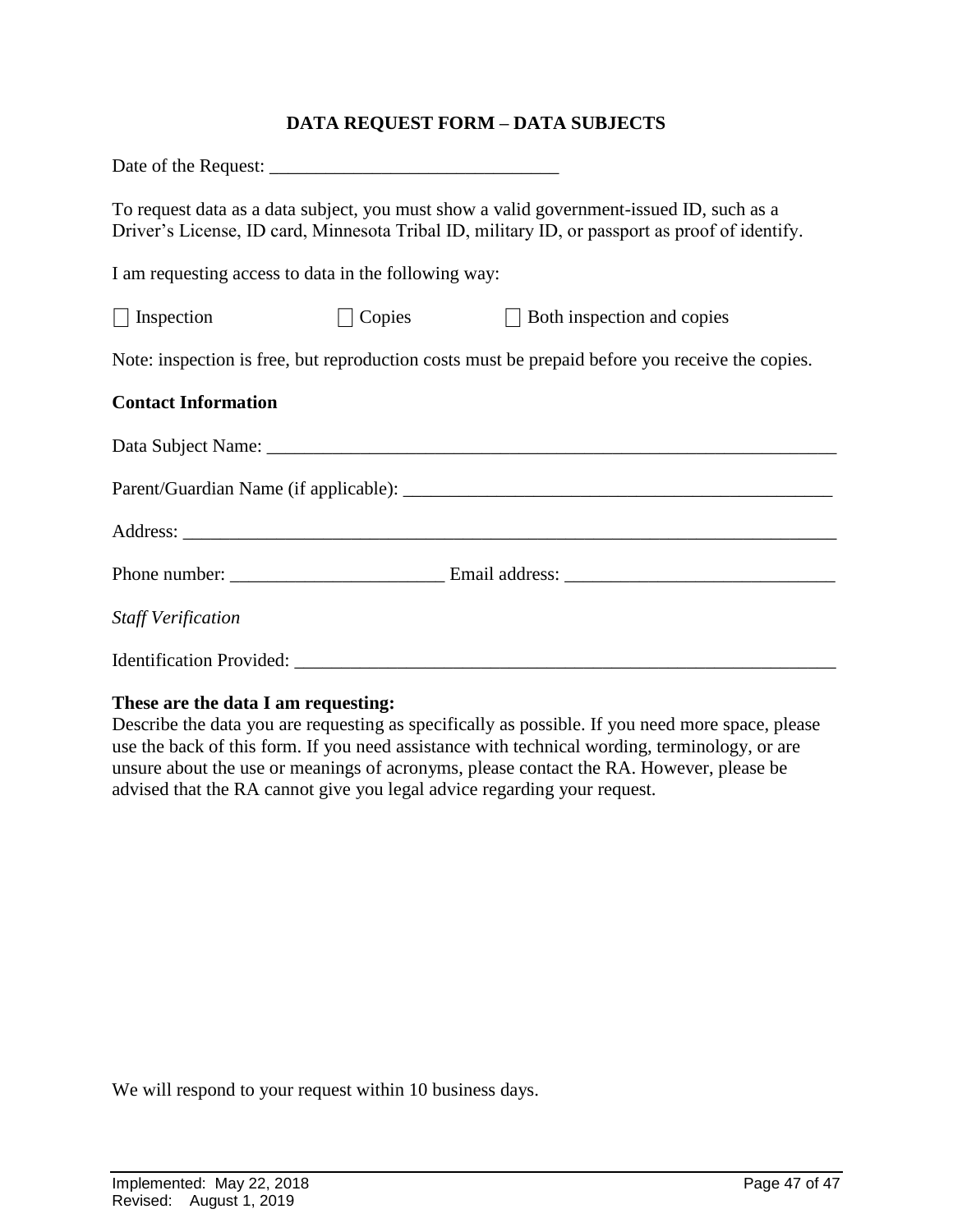## DATA REQUEST FORM – DATA SUBJECTS

Date of the Request: ______________________________

To request data as a data subject, you must show a valid government-issued ID, such as a Driver's License, ID card, Minnesota Tribal ID, military ID, or passport as proof of identify.

I am requesting access to data in the following way:

☐ Inspection ☐ Copies ☐ Both inspection and copies

Note: inspection is free, but reproduction costs must be prepaid before you receive the copies.

### Contact Information

Data Subject Name: ______________________________________________________________

Parent/Guardian Name (if applicable): ___________________________________________

Address: _______________________________________________________________________

Phone number: ______________________ Email address: ___________________________

*Staff Verification*

Identification Provided: _________________________________________________________

**These are the data I am requesting:**

Describe the data you are requesting as specifically as possible. If you need more space, please use the back of this form. If you need assistance with technical wording, terminology, or are unsure about the use or meanings of acronyms, please contact the RA. However, please be advised that the RA cannot give you legal advice regarding your request.

We will respond to your request within 10 business days.

Implemented: May 22, 2018
Revised: August 1, 2019